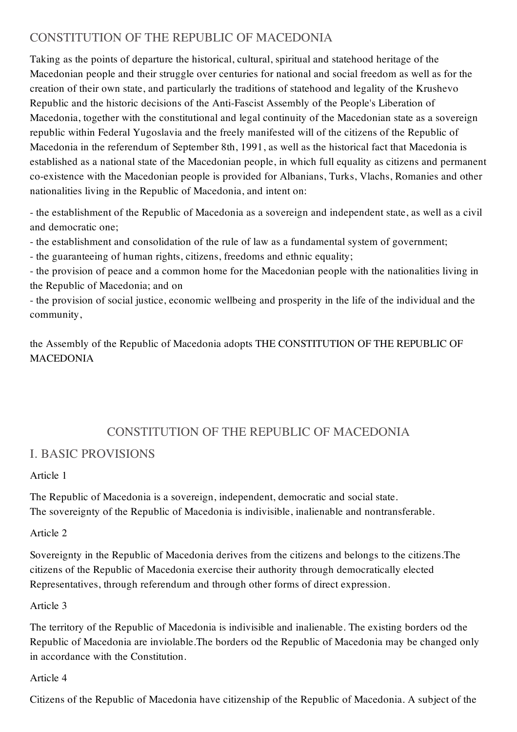## CONSTITUTION OF THE REPUBLIC OF MACEDONIA

Taking as the points of departure the historical, cultural, spiritual and statehood heritage of the Macedonian people and their struggle over centuries for national and social freedom as well as for the creation of their own state, and particularly the traditions of statehood and legality of the Krushevo Republic and the historic decisions of the Anti-Fascist Assembly of the People's Liberation of Macedonia, together with the constitutional and legal continuity of the Macedonian state as a sovereign republic within Federal Yugoslavia and the freely manifested will of the citizens of the Republic of Macedonia in the referendum of September 8th, 1991, as well as the historical fact that Macedonia is established as a national state of the Macedonian people, in which full equality as citizens and permanent co-existence with the Macedonian people is provided for Albanians, Turks, Vlachs, Romanies and other nationalities living in the Republic of Macedonia, and intent on:

- the establishment of the Republic of Macedonia as a sovereign and independent state, as well as a civil and democratic one;
- the establishment and consolidation of the rule of law as a fundamental system of government;
- the guaranteeing of human rights, citizens, freedoms and ethnic equality;
- the provision of peace and a common home for the Macedonian people with the nationalities living in the Republic of Macedonia; and on
- the provision of social justice, economic wellbeing and prosperity in the life of the individual and the community,

the Assembly of the Republic of Macedonia adopts THE CONSTITUTION OF THE REPUBLIC OF MACEDONIA

## CONSTITUTION OF THE REPUBLIC OF MACEDONIA

## I. BASIC PROVISIONS

Article 1

The Republic of Macedonia is a sovereign, independent, democratic and social state.
The sovereignty of the Republic of Macedonia is indivisible, inalienable and nontransferable.

Article 2

Sovereignty in the Republic of Macedonia derives from the citizens and belongs to the citizens.The citizens of the Republic of Macedonia exercise their authority through democratically elected Representatives, through referendum and through other forms of direct expression.

Article 3

The territory of the Republic of Macedonia is indivisible and inalienable. The existing borders od the Republic of Macedonia are inviolable.The borders od the Republic of Macedonia may be changed only in accordance with the Constitution.

Article 4

Citizens of the Republic of Macedonia have citizenship of the Republic of Macedonia. A subject of the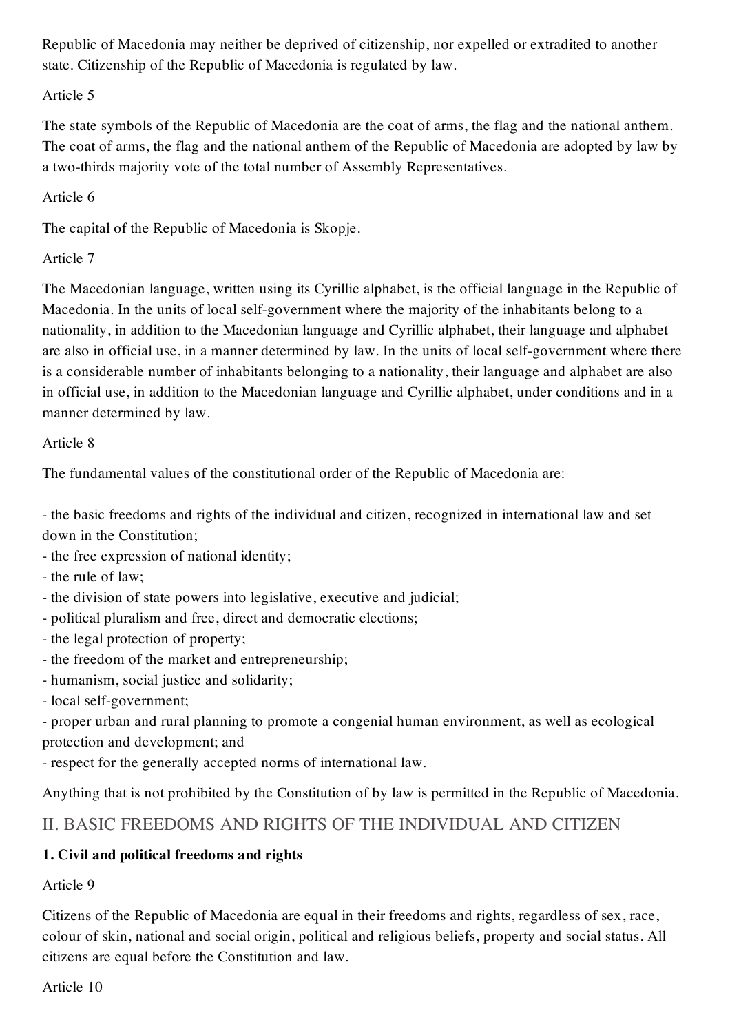Republic of Macedonia may neither be deprived of citizenship, nor expelled or extradited to another state. Citizenship of the Republic of Macedonia is regulated by law.

Article 5

The state symbols of the Republic of Macedonia are the coat of arms, the flag and the national anthem. The coat of arms, the flag and the national anthem of the Republic of Macedonia are adopted by law by a two-thirds majority vote of the total number of Assembly Representatives.

Article 6

The capital of the Republic of Macedonia is Skopje.

Article 7

The Macedonian language, written using its Cyrillic alphabet, is the official language in the Republic of Macedonia. In the units of local self-government where the majority of the inhabitants belong to a nationality, in addition to the Macedonian language and Cyrillic alphabet, their language and alphabet are also in official use, in a manner determined by law. In the units of local self-government where there is a considerable number of inhabitants belonging to a nationality, their language and alphabet are also in official use, in addition to the Macedonian language and Cyrillic alphabet, under conditions and in a manner determined by law.

Article 8

The fundamental values of the constitutional order of the Republic of Macedonia are:

- the basic freedoms and rights of the individual and citizen, recognized in international law and set down in the Constitution;
- the free expression of national identity;
- the rule of law;
- the division of state powers into legislative, executive and judicial;
- political pluralism and free, direct and democratic elections;
- the legal protection of property;
- the freedom of the market and entrepreneurship;
- humanism, social justice and solidarity;
- local self-government;
- proper urban and rural planning to promote a congenial human environment, as well as ecological protection and development; and
- respect for the generally accepted norms of international law.

Anything that is not prohibited by the Constitution of by law is permitted in the Republic of Macedonia.

## II. BASIC FREEDOMS AND RIGHTS OF THE INDIVIDUAL AND CITIZEN

### 1. Civil and political freedoms and rights

Article 9

Citizens of the Republic of Macedonia are equal in their freedoms and rights, regardless of sex, race, colour of skin, national and social origin, political and religious beliefs, property and social status. All citizens are equal before the Constitution and law.

Article 10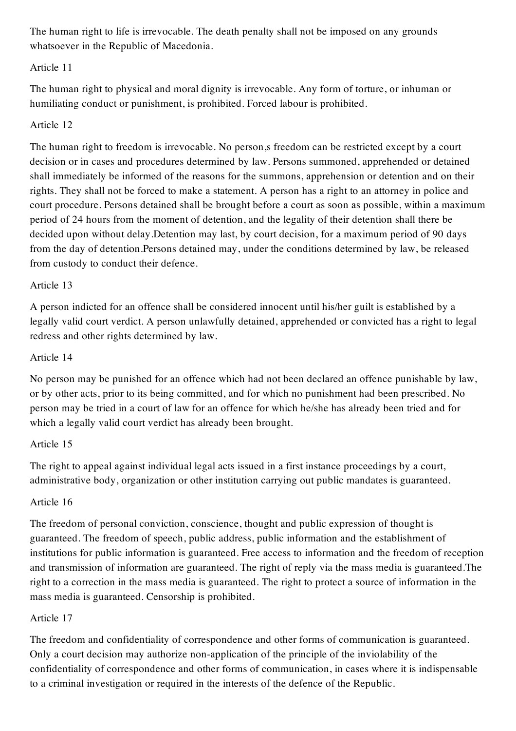The human right to life is irrevocable. The death penalty shall not be imposed on any grounds whatsoever in the Republic of Macedonia.

Article 11

The human right to physical and moral dignity is irrevocable. Any form of torture, or inhuman or humiliating conduct or punishment, is prohibited. Forced labour is prohibited.

Article 12

The human right to freedom is irrevocable. No person,s freedom can be restricted except by a court decision or in cases and procedures determined by law. Persons summoned, apprehended or detained shall immediately be informed of the reasons for the summons, apprehension or detention and on their rights. They shall not be forced to make a statement. A person has a right to an attorney in police and court procedure. Persons detained shall be brought before a court as soon as possible, within a maximum period of 24 hours from the moment of detention, and the legality of their detention shall there be decided upon without delay.Detention may last, by court decision, for a maximum period of 90 days from the day of detention.Persons detained may, under the conditions determined by law, be released from custody to conduct their defence.

Article 13

A person indicted for an offence shall be considered innocent until his/her guilt is established by a legally valid court verdict. A person unlawfully detained, apprehended or convicted has a right to legal redress and other rights determined by law.

Article 14

No person may be punished for an offence which had not been declared an offence punishable by law, or by other acts, prior to its being committed, and for which no punishment had been prescribed. No person may be tried in a court of law for an offence for which he/she has already been tried and for which a legally valid court verdict has already been brought.

Article 15

The right to appeal against individual legal acts issued in a first instance proceedings by a court, administrative body, organization or other institution carrying out public mandates is guaranteed.

Article 16

The freedom of personal conviction, conscience, thought and public expression of thought is guaranteed. The freedom of speech, public address, public information and the establishment of institutions for public information is guaranteed. Free access to information and the freedom of reception and transmission of information are guaranteed. The right of reply via the mass media is guaranteed.The right to a correction in the mass media is guaranteed. The right to protect a source of information in the mass media is guaranteed. Censorship is prohibited.

Article 17

The freedom and confidentiality of correspondence and other forms of communication is guaranteed. Only a court decision may authorize non-application of the principle of the inviolability of the confidentiality of correspondence and other forms of communication, in cases where it is indispensable to a criminal investigation or required in the interests of the defence of the Republic.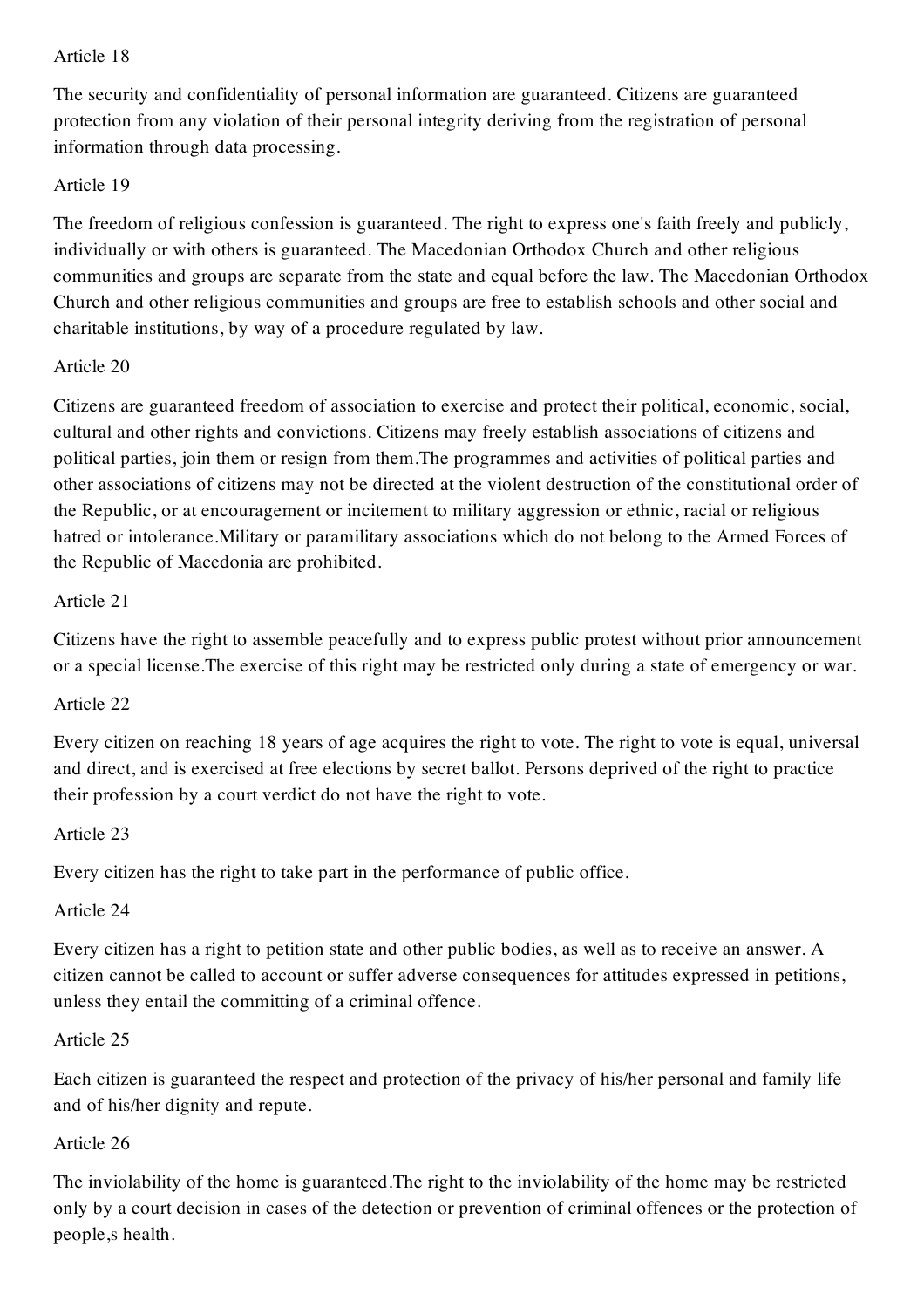Article 18

The security and confidentiality of personal information are guaranteed. Citizens are guaranteed protection from any violation of their personal integrity deriving from the registration of personal information through data processing.

Article 19

The freedom of religious confession is guaranteed. The right to express one's faith freely and publicly, individually or with others is guaranteed. The Macedonian Orthodox Church and other religious communities and groups are separate from the state and equal before the law. The Macedonian Orthodox Church and other religious communities and groups are free to establish schools and other social and charitable institutions, by way of a procedure regulated by law.

Article 20

Citizens are guaranteed freedom of association to exercise and protect their political, economic, social, cultural and other rights and convictions. Citizens may freely establish associations of citizens and political parties, join them or resign from them.The programmes and activities of political parties and other associations of citizens may not be directed at the violent destruction of the constitutional order of the Republic, or at encouragement or incitement to military aggression or ethnic, racial or religious hatred or intolerance.Military or paramilitary associations which do not belong to the Armed Forces of the Republic of Macedonia are prohibited.

Article 21

Citizens have the right to assemble peacefully and to express public protest without prior announcement or a special license.The exercise of this right may be restricted only during a state of emergency or war.

Article 22

Every citizen on reaching 18 years of age acquires the right to vote. The right to vote is equal, universal and direct, and is exercised at free elections by secret ballot. Persons deprived of the right to practice their profession by a court verdict do not have the right to vote.

Article 23

Every citizen has the right to take part in the performance of public office.

Article 24

Every citizen has a right to petition state and other public bodies, as well as to receive an answer. A citizen cannot be called to account or suffer adverse consequences for attitudes expressed in petitions, unless they entail the committing of a criminal offence.

Article 25

Each citizen is guaranteed the respect and protection of the privacy of his/her personal and family life and of his/her dignity and repute.

Article 26

The inviolability of the home is guaranteed.The right to the inviolability of the home may be restricted only by a court decision in cases of the detection or prevention of criminal offences or the protection of people,s health.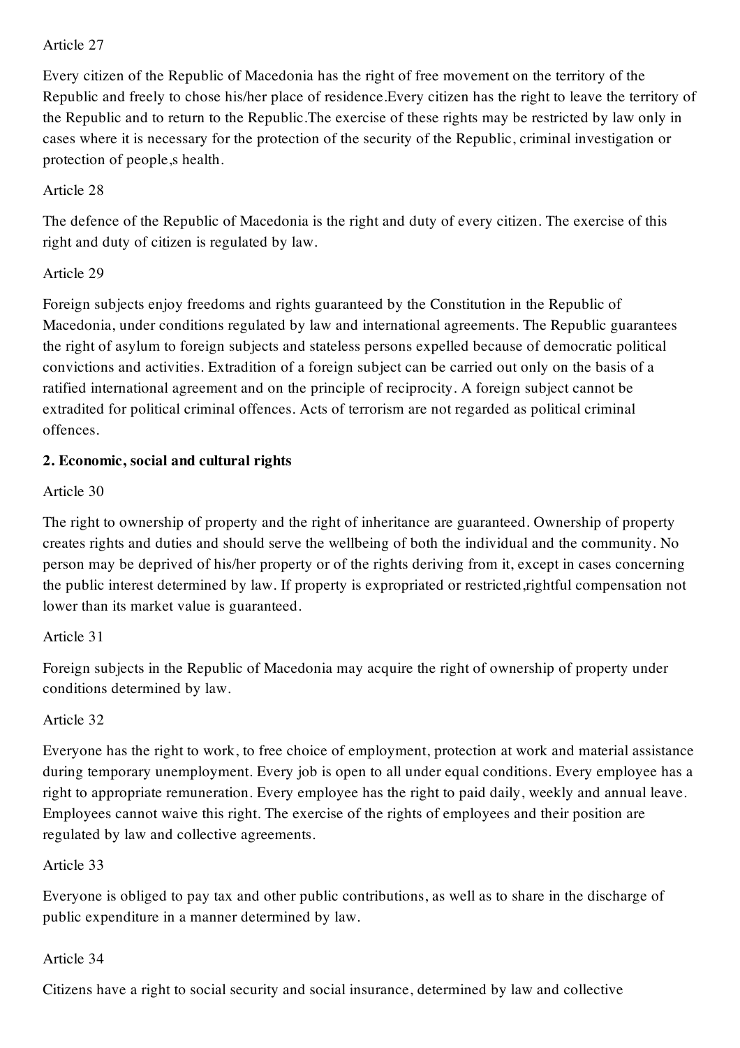Article 27

Every citizen of the Republic of Macedonia has the right of free movement on the territory of the Republic and freely to chose his/her place of residence.Every citizen has the right to leave the territory of the Republic and to return to the Republic.The exercise of these rights may be restricted by law only in cases where it is necessary for the protection of the security of the Republic, criminal investigation or protection of people,s health.

Article 28

The defence of the Republic of Macedonia is the right and duty of every citizen. The exercise of this right and duty of citizen is regulated by law.

Article 29

Foreign subjects enjoy freedoms and rights guaranteed by the Constitution in the Republic of Macedonia, under conditions regulated by law and international agreements. The Republic guarantees the right of asylum to foreign subjects and stateless persons expelled because of democratic political convictions and activities. Extradition of a foreign subject can be carried out only on the basis of a ratified international agreement and on the principle of reciprocity. A foreign subject cannot be extradited for political criminal offences. Acts of terrorism are not regarded as political criminal offences.

**2. Economic, social and cultural rights**

Article 30

The right to ownership of property and the right of inheritance are guaranteed. Ownership of property creates rights and duties and should serve the wellbeing of both the individual and the community. No person may be deprived of his/her property or of the rights deriving from it, except in cases concerning the public interest determined by law. If property is expropriated or restricted,rightful compensation not lower than its market value is guaranteed.

Article 31

Foreign subjects in the Republic of Macedonia may acquire the right of ownership of property under conditions determined by law.

Article 32

Everyone has the right to work, to free choice of employment, protection at work and material assistance during temporary unemployment. Every job is open to all under equal conditions. Every employee has a right to appropriate remuneration. Every employee has the right to paid daily, weekly and annual leave. Employees cannot waive this right. The exercise of the rights of employees and their position are regulated by law and collective agreements.

Article 33

Everyone is obliged to pay tax and other public contributions, as well as to share in the discharge of public expenditure in a manner determined by law.

Article 34

Citizens have a right to social security and social insurance, determined by law and collective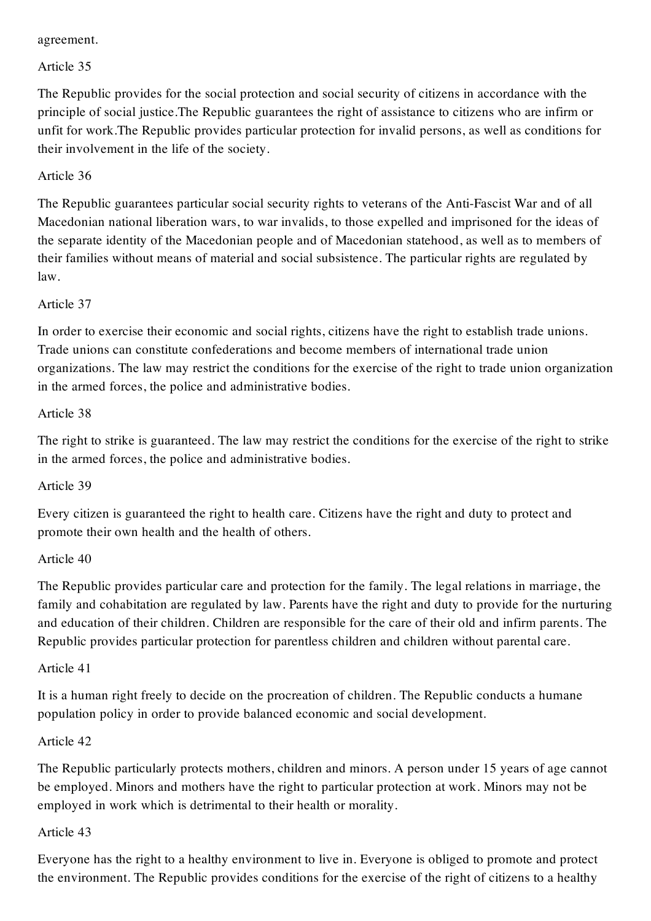agreement.

Article 35

The Republic provides for the social protection and social security of citizens in accordance with the principle of social justice.The Republic guarantees the right of assistance to citizens who are infirm or unfit for work.The Republic provides particular protection for invalid persons, as well as conditions for their involvement in the life of the society.

Article 36

The Republic guarantees particular social security rights to veterans of the Anti-Fascist War and of all Macedonian national liberation wars, to war invalids, to those expelled and imprisoned for the ideas of the separate identity of the Macedonian people and of Macedonian statehood, as well as to members of their families without means of material and social subsistence. The particular rights are regulated by law.

Article 37

In order to exercise their economic and social rights, citizens have the right to establish trade unions. Trade unions can constitute confederations and become members of international trade union organizations. The law may restrict the conditions for the exercise of the right to trade union organization in the armed forces, the police and administrative bodies.

Article 38

The right to strike is guaranteed. The law may restrict the conditions for the exercise of the right to strike in the armed forces, the police and administrative bodies.

Article 39

Every citizen is guaranteed the right to health care. Citizens have the right and duty to protect and promote their own health and the health of others.

Article 40

The Republic provides particular care and protection for the family. The legal relations in marriage, the family and cohabitation are regulated by law. Parents have the right and duty to provide for the nurturing and education of their children. Children are responsible for the care of their old and infirm parents. The Republic provides particular protection for parentless children and children without parental care.

Article 41

It is a human right freely to decide on the procreation of children. The Republic conducts a humane population policy in order to provide balanced economic and social development.

Article 42

The Republic particularly protects mothers, children and minors. A person under 15 years of age cannot be employed. Minors and mothers have the right to particular protection at work. Minors may not be employed in work which is detrimental to their health or morality.

Article 43

Everyone has the right to a healthy environment to live in. Everyone is obliged to promote and protect the environment. The Republic provides conditions for the exercise of the right of citizens to a healthy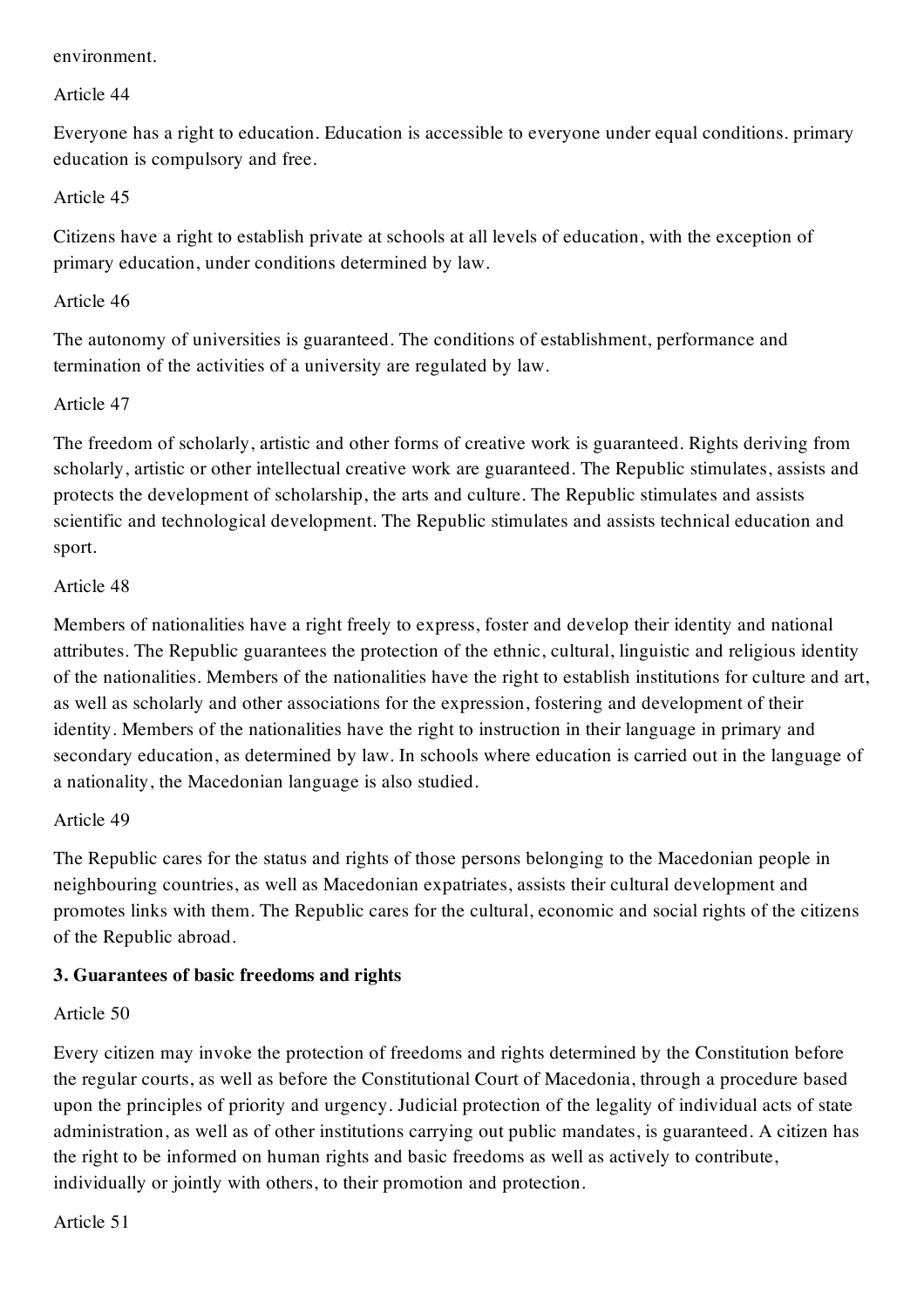environment.

Article 44

Everyone has a right to education. Education is accessible to everyone under equal conditions. primary education is compulsory and free.

Article 45

Citizens have a right to establish private at schools at all levels of education, with the exception of primary education, under conditions determined by law.

Article 46

The autonomy of universities is guaranteed. The conditions of establishment, performance and termination of the activities of a university are regulated by law.

Article 47

The freedom of scholarly, artistic and other forms of creative work is guaranteed. Rights deriving from scholarly, artistic or other intellectual creative work are guaranteed. The Republic stimulates, assists and protects the development of scholarship, the arts and culture. The Republic stimulates and assists scientific and technological development. The Republic stimulates and assists technical education and sport.

Article 48

Members of nationalities have a right freely to express, foster and develop their identity and national attributes. The Republic guarantees the protection of the ethnic, cultural, linguistic and religious identity of the nationalities. Members of the nationalities have the right to establish institutions for culture and art, as well as scholarly and other associations for the expression, fostering and development of their identity. Members of the nationalities have the right to instruction in their language in primary and secondary education, as determined by law. In schools where education is carried out in the language of a nationality, the Macedonian language is also studied.

Article 49

The Republic cares for the status and rights of those persons belonging to the Macedonian people in neighbouring countries, as well as Macedonian expatriates, assists their cultural development and promotes links with them. The Republic cares for the cultural, economic and social rights of the citizens of the Republic abroad.

### 3. Guarantees of basic freedoms and rights

Article 50

Every citizen may invoke the protection of freedoms and rights determined by the Constitution before the regular courts, as well as before the Constitutional Court of Macedonia, through a procedure based upon the principles of priority and urgency. Judicial protection of the legality of individual acts of state administration, as well as of other institutions carrying out public mandates, is guaranteed. A citizen has the right to be informed on human rights and basic freedoms as well as actively to contribute, individually or jointly with others, to their promotion and protection.

Article 51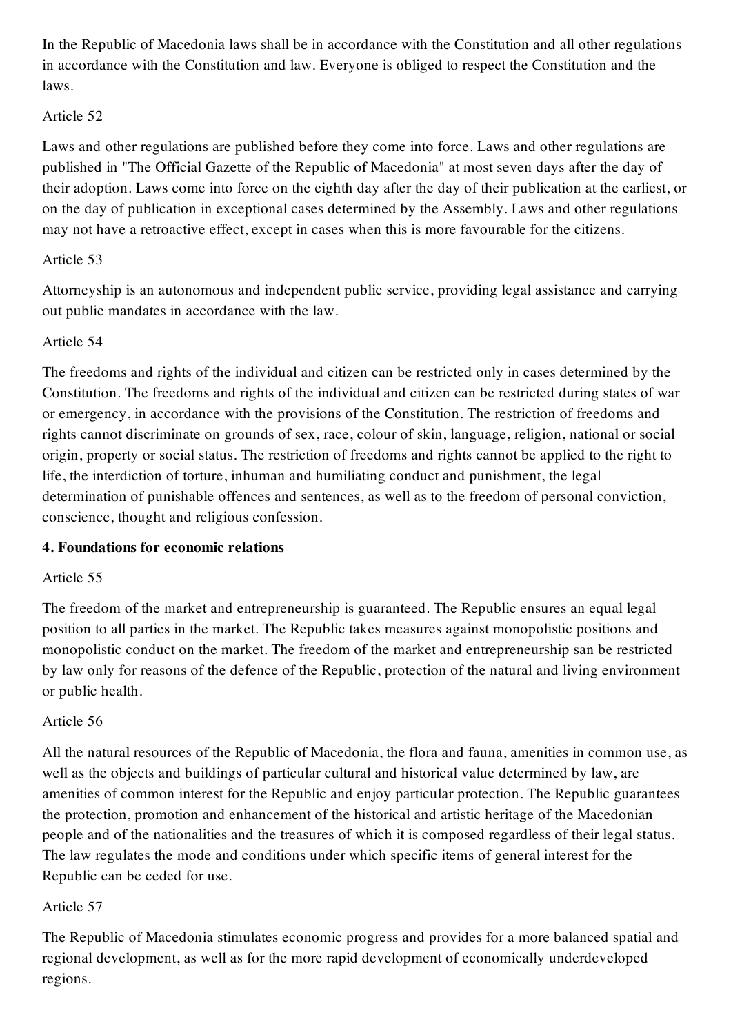In the Republic of Macedonia laws shall be in accordance with the Constitution and all other regulations in accordance with the Constitution and law. Everyone is obliged to respect the Constitution and the laws.

Article 52

Laws and other regulations are published before they come into force. Laws and other regulations are published in "The Official Gazette of the Republic of Macedonia" at most seven days after the day of their adoption. Laws come into force on the eighth day after the day of their publication at the earliest, or on the day of publication in exceptional cases determined by the Assembly. Laws and other regulations may not have a retroactive effect, except in cases when this is more favourable for the citizens.

Article 53

Attorneyship is an autonomous and independent public service, providing legal assistance and carrying out public mandates in accordance with the law.

Article 54

The freedoms and rights of the individual and citizen can be restricted only in cases determined by the Constitution. The freedoms and rights of the individual and citizen can be restricted during states of war or emergency, in accordance with the provisions of the Constitution. The restriction of freedoms and rights cannot discriminate on grounds of sex, race, colour of skin, language, religion, national or social origin, property or social status. The restriction of freedoms and rights cannot be applied to the right to life, the interdiction of torture, inhuman and humiliating conduct and punishment, the legal determination of punishable offences and sentences, as well as to the freedom of personal conviction, conscience, thought and religious confession.

**4. Foundations for economic relations**

Article 55

The freedom of the market and entrepreneurship is guaranteed. The Republic ensures an equal legal position to all parties in the market. The Republic takes measures against monopolistic positions and monopolistic conduct on the market. The freedom of the market and entrepreneurship san be restricted by law only for reasons of the defence of the Republic, protection of the natural and living environment or public health.

Article 56

All the natural resources of the Republic of Macedonia, the flora and fauna, amenities in common use, as well as the objects and buildings of particular cultural and historical value determined by law, are amenities of common interest for the Republic and enjoy particular protection. The Republic guarantees the protection, promotion and enhancement of the historical and artistic heritage of the Macedonian people and of the nationalities and the treasures of which it is composed regardless of their legal status. The law regulates the mode and conditions under which specific items of general interest for the Republic can be ceded for use.

Article 57

The Republic of Macedonia stimulates economic progress and provides for a more balanced spatial and regional development, as well as for the more rapid development of economically underdeveloped regions.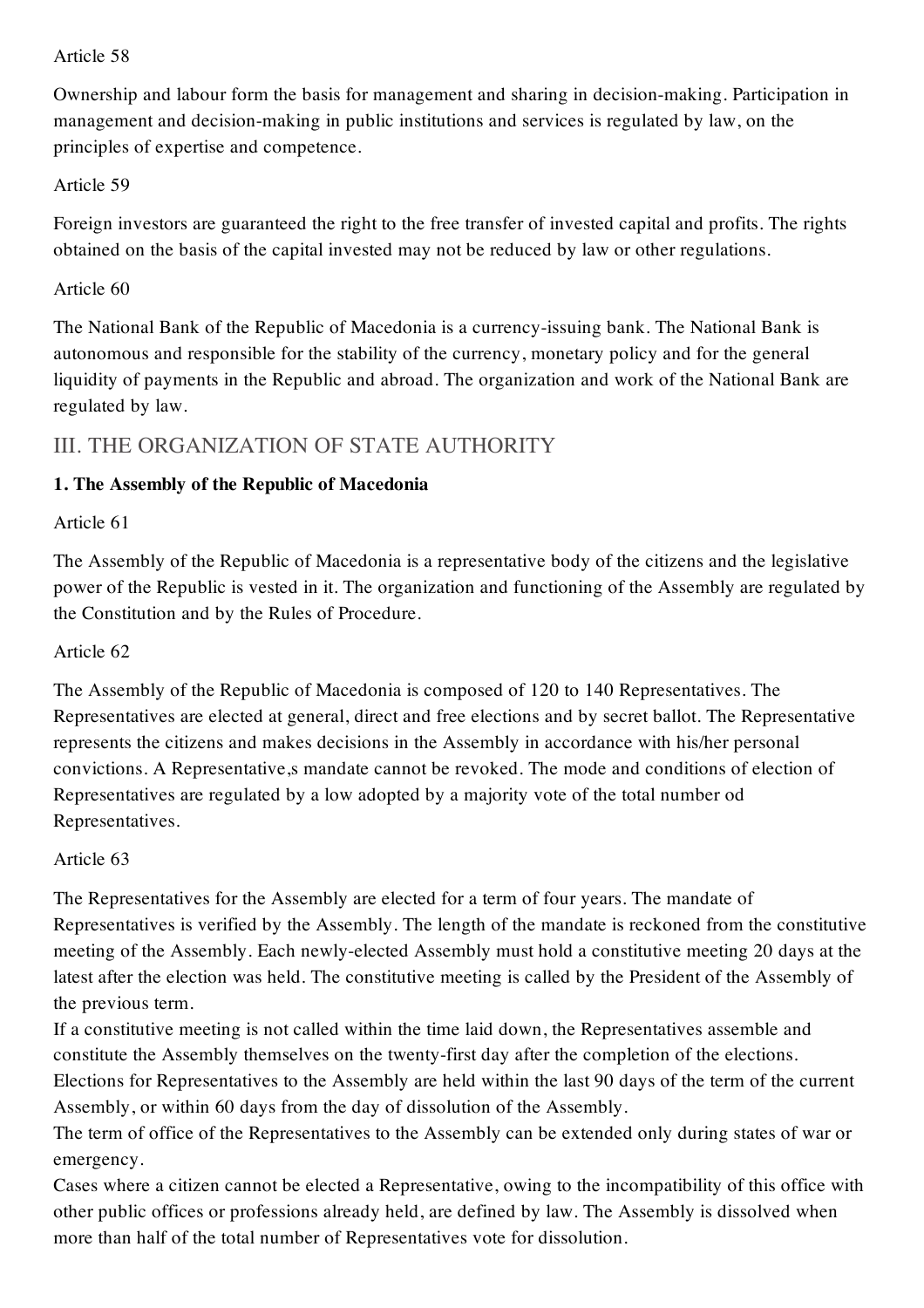Article 58

Ownership and labour form the basis for management and sharing in decision-making. Participation in management and decision-making in public institutions and services is regulated by law, on the principles of expertise and competence.

Article 59

Foreign investors are guaranteed the right to the free transfer of invested capital and profits. The rights obtained on the basis of the capital invested may not be reduced by law or other regulations.

Article 60

The National Bank of the Republic of Macedonia is a currency-issuing bank. The National Bank is autonomous and responsible for the stability of the currency, monetary policy and for the general liquidity of payments in the Republic and abroad. The organization and work of the National Bank are regulated by law.

## III. THE ORGANIZATION OF STATE AUTHORITY

**1. The Assembly of the Republic of Macedonia**

Article 61

The Assembly of the Republic of Macedonia is a representative body of the citizens and the legislative power of the Republic is vested in it. The organization and functioning of the Assembly are regulated by the Constitution and by the Rules of Procedure.

Article 62

The Assembly of the Republic of Macedonia is composed of 120 to 140 Representatives. The Representatives are elected at general, direct and free elections and by secret ballot. The Representative represents the citizens and makes decisions in the Assembly in accordance with his/her personal convictions. A Representative,s mandate cannot be revoked. The mode and conditions of election of Representatives are regulated by a low adopted by a majority vote of the total number od Representatives.

Article 63

The Representatives for the Assembly are elected for a term of four years. The mandate of Representatives is verified by the Assembly. The length of the mandate is reckoned from the constitutive meeting of the Assembly. Each newly-elected Assembly must hold a constitutive meeting 20 days at the latest after the election was held. The constitutive meeting is called by the President of the Assembly of the previous term.
If a constitutive meeting is not called within the time laid down, the Representatives assemble and constitute the Assembly themselves on the twenty-first day after the completion of the elections.
Elections for Representatives to the Assembly are held within the last 90 days of the term of the current Assembly, or within 60 days from the day of dissolution of the Assembly.
The term of office of the Representatives to the Assembly can be extended only during states of war or emergency.
Cases where a citizen cannot be elected a Representative, owing to the incompatibility of this office with other public offices or professions already held, are defined by law. The Assembly is dissolved when more than half of the total number of Representatives vote for dissolution.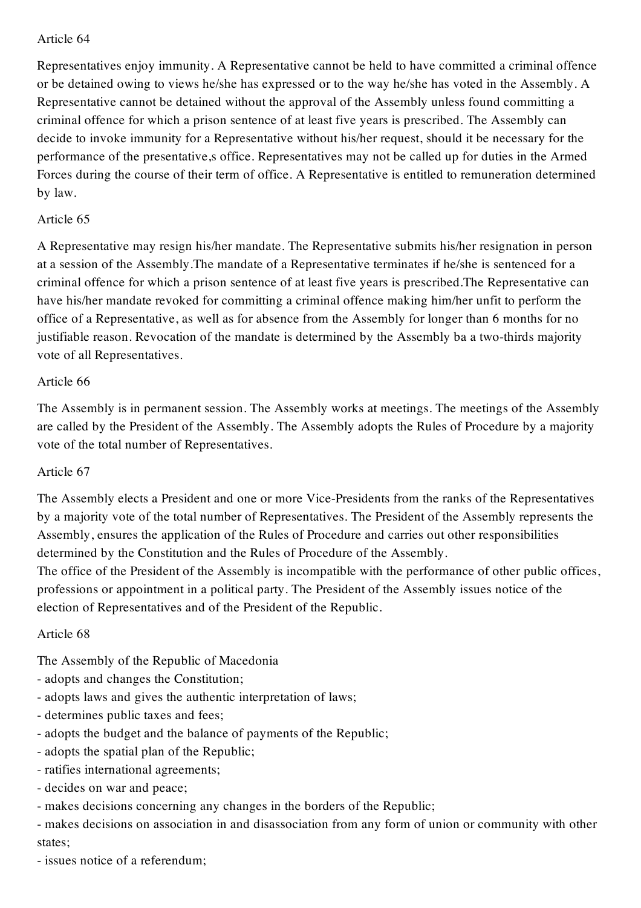Article 64

Representatives enjoy immunity. A Representative cannot be held to have committed a criminal offence or be detained owing to views he/she has expressed or to the way he/she has voted in the Assembly. A Representative cannot be detained without the approval of the Assembly unless found committing a criminal offence for which a prison sentence of at least five years is prescribed. The Assembly can decide to invoke immunity for a Representative without his/her request, should it be necessary for the performance of the presentative,s office. Representatives may not be called up for duties in the Armed Forces during the course of their term of office. A Representative is entitled to remuneration determined by law.

Article 65

A Representative may resign his/her mandate. The Representative submits his/her resignation in person at a session of the Assembly.The mandate of a Representative terminates if he/she is sentenced for a criminal offence for which a prison sentence of at least five years is prescribed.The Representative can have his/her mandate revoked for committing a criminal offence making him/her unfit to perform the office of a Representative, as well as for absence from the Assembly for longer than 6 months for no justifiable reason. Revocation of the mandate is determined by the Assembly ba a two-thirds majority vote of all Representatives.

Article 66

The Assembly is in permanent session. The Assembly works at meetings. The meetings of the Assembly are called by the President of the Assembly. The Assembly adopts the Rules of Procedure by a majority vote of the total number of Representatives.

Article 67

The Assembly elects a President and one or more Vice-Presidents from the ranks of the Representatives by a majority vote of the total number of Representatives. The President of the Assembly represents the Assembly, ensures the application of the Rules of Procedure and carries out other responsibilities determined by the Constitution and the Rules of Procedure of the Assembly.
The office of the President of the Assembly is incompatible with the performance of other public offices, professions or appointment in a political party. The President of the Assembly issues notice of the election of Representatives and of the President of the Republic.

Article 68

The Assembly of the Republic of Macedonia

- adopts and changes the Constitution;
- adopts laws and gives the authentic interpretation of laws;
- determines public taxes and fees;
- adopts the budget and the balance of payments of the Republic;
- adopts the spatial plan of the Republic;
- ratifies international agreements;
- decides on war and peace;
- makes decisions concerning any changes in the borders of the Republic;
- makes decisions on association in and disassociation from any form of union or community with other states;
- issues notice of a referendum;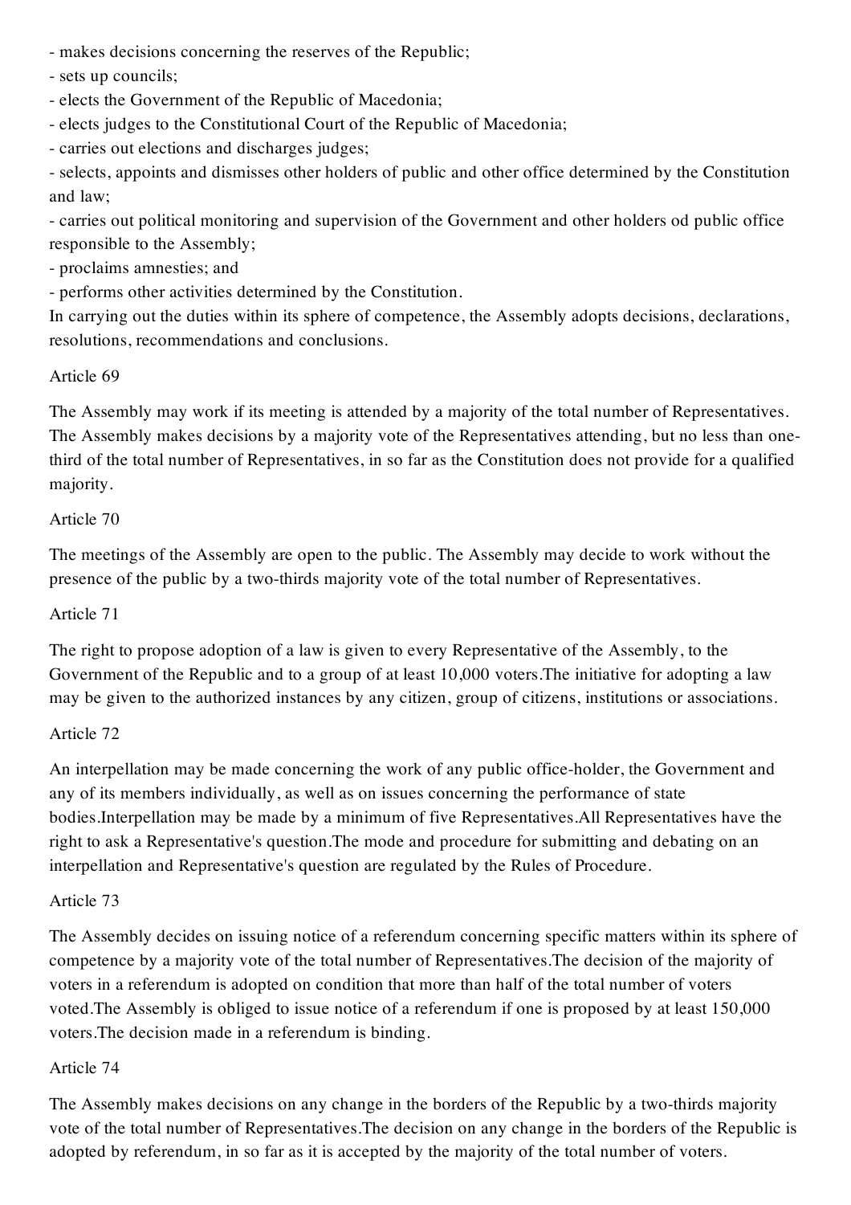- makes decisions concerning the reserves of the Republic;
- sets up councils;
- elects the Government of the Republic of Macedonia;
- elects judges to the Constitutional Court of the Republic of Macedonia;
- carries out elections and discharges judges;
- selects, appoints and dismisses other holders of public and other office determined by the Constitution and law;
- carries out political monitoring and supervision of the Government and other holders od public office responsible to the Assembly;
- proclaims amnesties; and
- performs other activities determined by the Constitution.

In carrying out the duties within its sphere of competence, the Assembly adopts decisions, declarations, resolutions, recommendations and conclusions.

Article 69

The Assembly may work if its meeting is attended by a majority of the total number of Representatives. The Assembly makes decisions by a majority vote of the Representatives attending, but no less than one-third of the total number of Representatives, in so far as the Constitution does not provide for a qualified majority.

Article 70

The meetings of the Assembly are open to the public. The Assembly may decide to work without the presence of the public by a two-thirds majority vote of the total number of Representatives.

Article 71

The right to propose adoption of a law is given to every Representative of the Assembly, to the Government of the Republic and to a group of at least 10,000 voters.The initiative for adopting a law may be given to the authorized instances by any citizen, group of citizens, institutions or associations.

Article 72

An interpellation may be made concerning the work of any public office-holder, the Government and any of its members individually, as well as on issues concerning the performance of state bodies.Interpellation may be made by a minimum of five Representatives.All Representatives have the right to ask a Representative's question.The mode and procedure for submitting and debating on an interpellation and Representative's question are regulated by the Rules of Procedure.

Article 73

The Assembly decides on issuing notice of a referendum concerning specific matters within its sphere of competence by a majority vote of the total number of Representatives.The decision of the majority of voters in a referendum is adopted on condition that more than half of the total number of voters voted.The Assembly is obliged to issue notice of a referendum if one is proposed by at least 150,000 voters.The decision made in a referendum is binding.

Article 74

The Assembly makes decisions on any change in the borders of the Republic by a two-thirds majority vote of the total number of Representatives.The decision on any change in the borders of the Republic is adopted by referendum, in so far as it is accepted by the majority of the total number of voters.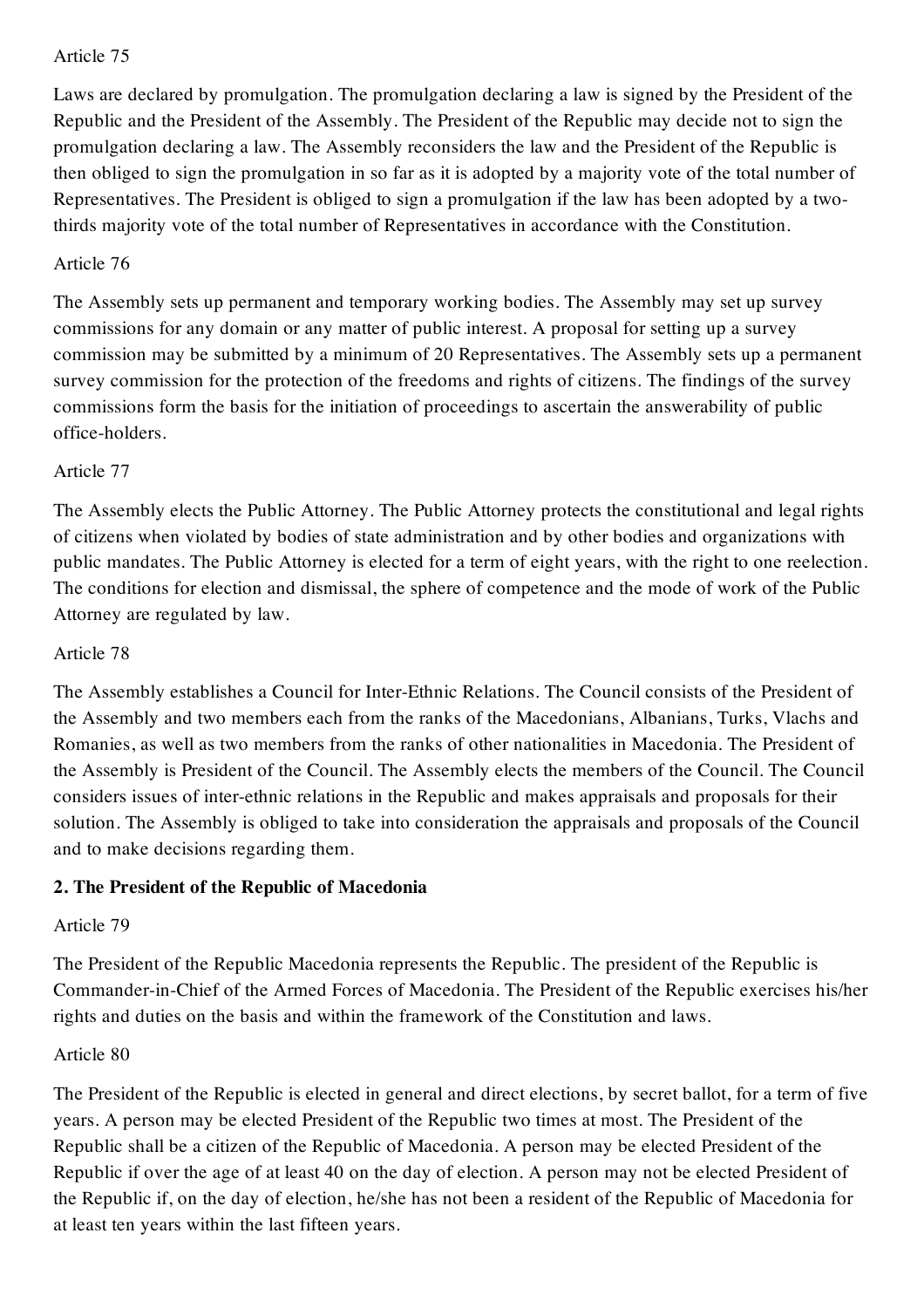Article 75

Laws are declared by promulgation. The promulgation declaring a law is signed by the President of the Republic and the President of the Assembly. The President of the Republic may decide not to sign the promulgation declaring a law. The Assembly reconsiders the law and the President of the Republic is then obliged to sign the promulgation in so far as it is adopted by a majority vote of the total number of Representatives. The President is obliged to sign a promulgation if the law has been adopted by a two-thirds majority vote of the total number of Representatives in accordance with the Constitution.

Article 76

The Assembly sets up permanent and temporary working bodies. The Assembly may set up survey commissions for any domain or any matter of public interest. A proposal for setting up a survey commission may be submitted by a minimum of 20 Representatives. The Assembly sets up a permanent survey commission for the protection of the freedoms and rights of citizens. The findings of the survey commissions form the basis for the initiation of proceedings to ascertain the answerability of public office-holders.

Article 77

The Assembly elects the Public Attorney. The Public Attorney protects the constitutional and legal rights of citizens when violated by bodies of state administration and by other bodies and organizations with public mandates. The Public Attorney is elected for a term of eight years, with the right to one reelection. The conditions for election and dismissal, the sphere of competence and the mode of work of the Public Attorney are regulated by law.

Article 78

The Assembly establishes a Council for Inter-Ethnic Relations. The Council consists of the President of the Assembly and two members each from the ranks of the Macedonians, Albanians, Turks, Vlachs and Romanies, as well as two members from the ranks of other nationalities in Macedonia. The President of the Assembly is President of the Council. The Assembly elects the members of the Council. The Council considers issues of inter-ethnic relations in the Republic and makes appraisals and proposals for their solution. The Assembly is obliged to take into consideration the appraisals and proposals of the Council and to make decisions regarding them.

**2. The President of the Republic of Macedonia**

Article 79

The President of the Republic Macedonia represents the Republic. The president of the Republic is Commander-in-Chief of the Armed Forces of Macedonia. The President of the Republic exercises his/her rights and duties on the basis and within the framework of the Constitution and laws.

Article 80

The President of the Republic is elected in general and direct elections, by secret ballot, for a term of five years. A person may be elected President of the Republic two times at most. The President of the Republic shall be a citizen of the Republic of Macedonia. A person may be elected President of the Republic if over the age of at least 40 on the day of election. A person may not be elected President of the Republic if, on the day of election, he/she has not been a resident of the Republic of Macedonia for at least ten years within the last fifteen years.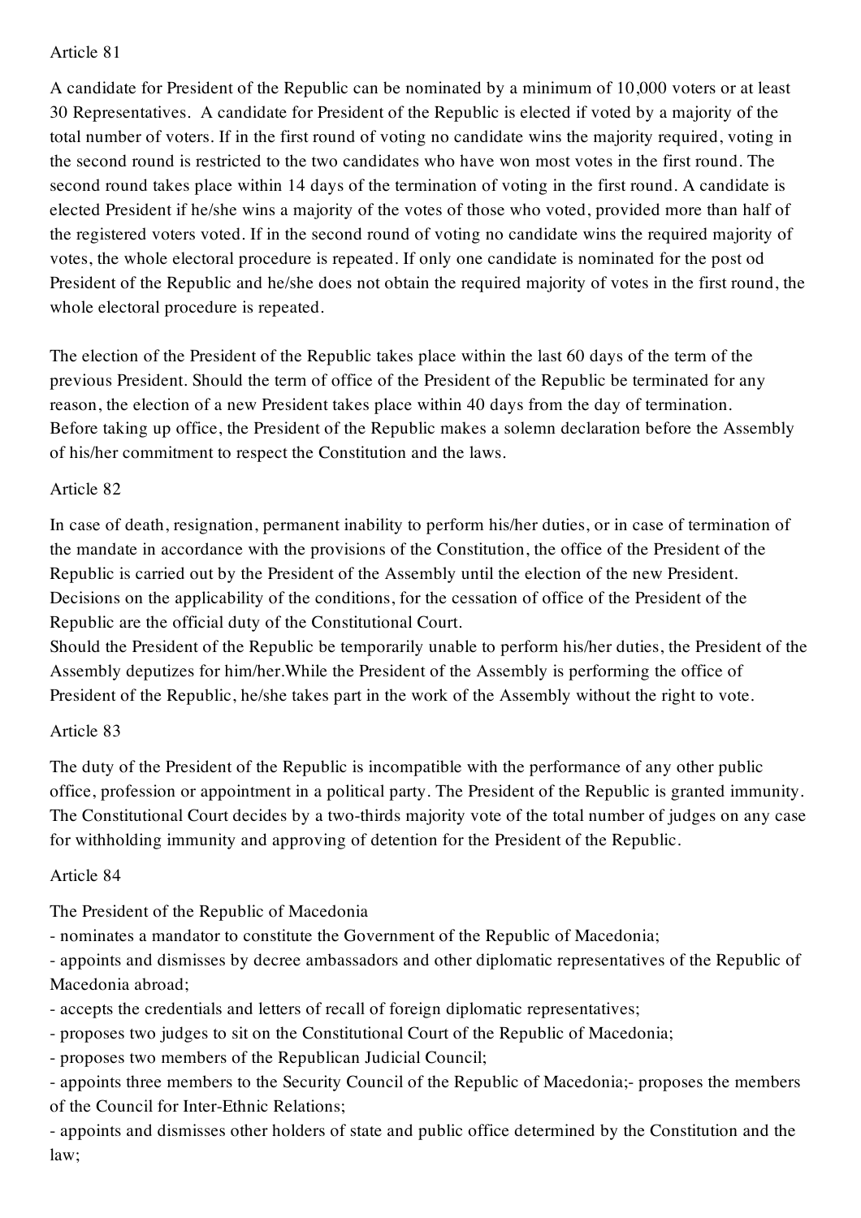Article 81

A candidate for President of the Republic can be nominated by a minimum of 10,000 voters or at least 30 Representatives. A candidate for President of the Republic is elected if voted by a majority of the total number of voters. If in the first round of voting no candidate wins the majority required, voting in the second round is restricted to the two candidates who have won most votes in the first round. The second round takes place within 14 days of the termination of voting in the first round. A candidate is elected President if he/she wins a majority of the votes of those who voted, provided more than half of the registered voters voted. If in the second round of voting no candidate wins the required majority of votes, the whole electoral procedure is repeated. If only one candidate is nominated for the post od President of the Republic and he/she does not obtain the required majority of votes in the first round, the whole electoral procedure is repeated.

The election of the President of the Republic takes place within the last 60 days of the term of the previous President. Should the term of office of the President of the Republic be terminated for any reason, the election of a new President takes place within 40 days from the day of termination.
Before taking up office, the President of the Republic makes a solemn declaration before the Assembly of his/her commitment to respect the Constitution and the laws.

Article 82

In case of death, resignation, permanent inability to perform his/her duties, or in case of termination of the mandate in accordance with the provisions of the Constitution, the office of the President of the Republic is carried out by the President of the Assembly until the election of the new President. Decisions on the applicability of the conditions, for the cessation of office of the President of the Republic are the official duty of the Constitutional Court.
Should the President of the Republic be temporarily unable to perform his/her duties, the President of the Assembly deputizes for him/her.While the President of the Assembly is performing the office of President of the Republic, he/she takes part in the work of the Assembly without the right to vote.

Article 83

The duty of the President of the Republic is incompatible with the performance of any other public office, profession or appointment in a political party. The President of the Republic is granted immunity. The Constitutional Court decides by a two-thirds majority vote of the total number of judges on any case for withholding immunity and approving of detention for the President of the Republic.

Article 84

The President of the Republic of Macedonia
- nominates a mandator to constitute the Government of the Republic of Macedonia;
- appoints and dismisses by decree ambassadors and other diplomatic representatives of the Republic of Macedonia abroad;
- accepts the credentials and letters of recall of foreign diplomatic representatives;
- proposes two judges to sit on the Constitutional Court of the Republic of Macedonia;
- proposes two members of the Republican Judicial Council;
- appoints three members to the Security Council of the Republic of Macedonia;- proposes the members of the Council for Inter-Ethnic Relations;
- appoints and dismisses other holders of state and public office determined by the Constitution and the law;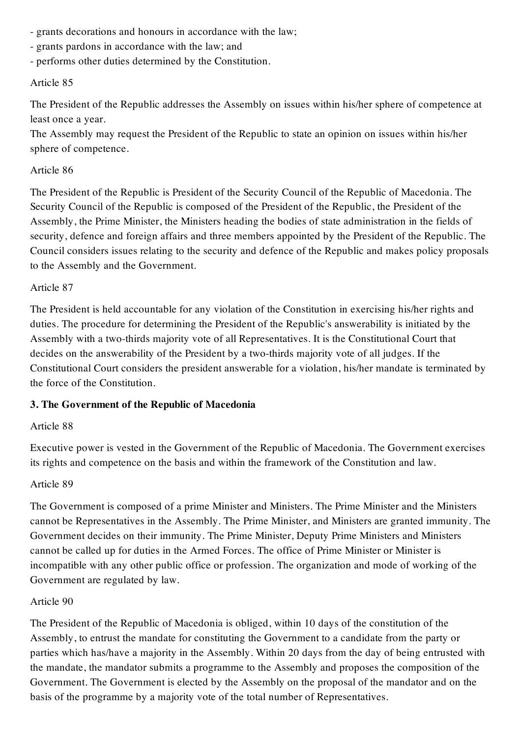- grants decorations and honours in accordance with the law;
- grants pardons in accordance with the law; and
- performs other duties determined by the Constitution.

Article 85

The President of the Republic addresses the Assembly on issues within his/her sphere of competence at least once a year.
The Assembly may request the President of the Republic to state an opinion on issues within his/her sphere of competence.

Article 86

The President of the Republic is President of the Security Council of the Republic of Macedonia. The Security Council of the Republic is composed of the President of the Republic, the President of the Assembly, the Prime Minister, the Ministers heading the bodies of state administration in the fields of security, defence and foreign affairs and three members appointed by the President of the Republic. The Council considers issues relating to the security and defence of the Republic and makes policy proposals to the Assembly and the Government.

Article 87

The President is held accountable for any violation of the Constitution in exercising his/her rights and duties. The procedure for determining the President of the Republic's answerability is initiated by the Assembly with a two-thirds majority vote of all Representatives. It is the Constitutional Court that decides on the answerability of the President by a two-thirds majority vote of all judges. If the Constitutional Court considers the president answerable for a violation, his/her mandate is terminated by the force of the Constitution.

**3. The Government of the Republic of Macedonia**

Article 88

Executive power is vested in the Government of the Republic of Macedonia. The Government exercises its rights and competence on the basis and within the framework of the Constitution and law.

Article 89

The Government is composed of a prime Minister and Ministers. The Prime Minister and the Ministers cannot be Representatives in the Assembly. The Prime Minister, and Ministers are granted immunity. The Government decides on their immunity. The Prime Minister, Deputy Prime Ministers and Ministers cannot be called up for duties in the Armed Forces. The office of Prime Minister or Minister is incompatible with any other public office or profession. The organization and mode of working of the Government are regulated by law.

Article 90

The President of the Republic of Macedonia is obliged, within 10 days of the constitution of the Assembly, to entrust the mandate for constituting the Government to a candidate from the party or parties which has/have a majority in the Assembly. Within 20 days from the day of being entrusted with the mandate, the mandator submits a programme to the Assembly and proposes the composition of the Government. The Government is elected by the Assembly on the proposal of the mandator and on the basis of the programme by a majority vote of the total number of Representatives.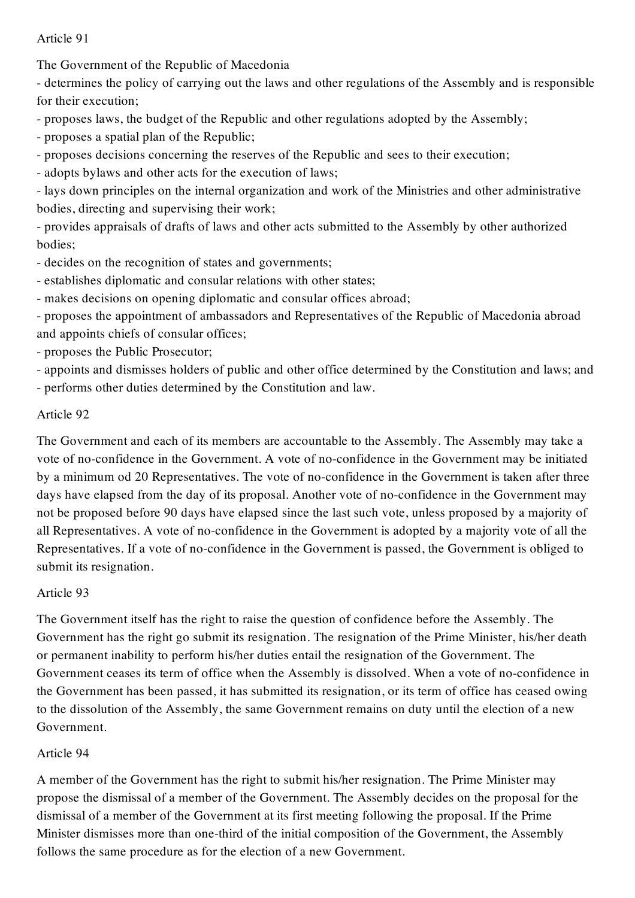Article 91

The Government of the Republic of Macedonia

- determines the policy of carrying out the laws and other regulations of the Assembly and is responsible for their execution;
- proposes laws, the budget of the Republic and other regulations adopted by the Assembly;
- proposes a spatial plan of the Republic;
- proposes decisions concerning the reserves of the Republic and sees to their execution;
- adopts bylaws and other acts for the execution of laws;
- lays down principles on the internal organization and work of the Ministries and other administrative bodies, directing and supervising their work;
- provides appraisals of drafts of laws and other acts submitted to the Assembly by other authorized bodies;
- decides on the recognition of states and governments;
- establishes diplomatic and consular relations with other states;
- makes decisions on opening diplomatic and consular offices abroad;
- proposes the appointment of ambassadors and Representatives of the Republic of Macedonia abroad and appoints chiefs of consular offices;
- proposes the Public Prosecutor;
- appoints and dismisses holders of public and other office determined by the Constitution and laws; and
- performs other duties determined by the Constitution and law.

Article 92

The Government and each of its members are accountable to the Assembly. The Assembly may take a vote of no-confidence in the Government. A vote of no-confidence in the Government may be initiated by a minimum od 20 Representatives. The vote of no-confidence in the Government is taken after three days have elapsed from the day of its proposal. Another vote of no-confidence in the Government may not be proposed before 90 days have elapsed since the last such vote, unless proposed by a majority of all Representatives. A vote of no-confidence in the Government is adopted by a majority vote of all the Representatives. If a vote of no-confidence in the Government is passed, the Government is obliged to submit its resignation.

Article 93

The Government itself has the right to raise the question of confidence before the Assembly. The Government has the right go submit its resignation. The resignation of the Prime Minister, his/her death or permanent inability to perform his/her duties entail the resignation of the Government. The Government ceases its term of office when the Assembly is dissolved. When a vote of no-confidence in the Government has been passed, it has submitted its resignation, or its term of office has ceased owing to the dissolution of the Assembly, the same Government remains on duty until the election of a new Government.

Article 94

A member of the Government has the right to submit his/her resignation. The Prime Minister may propose the dismissal of a member of the Government. The Assembly decides on the proposal for the dismissal of a member of the Government at its first meeting following the proposal. If the Prime Minister dismisses more than one-third of the initial composition of the Government, the Assembly follows the same procedure as for the election of a new Government.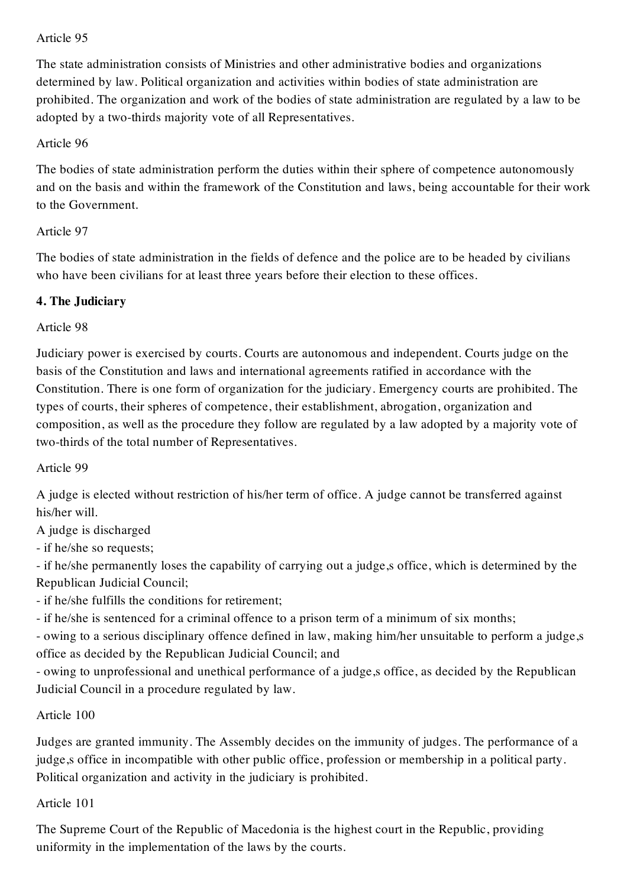Article 95

The state administration consists of Ministries and other administrative bodies and organizations determined by law. Political organization and activities within bodies of state administration are prohibited. The organization and work of the bodies of state administration are regulated by a law to be adopted by a two-thirds majority vote of all Representatives.

Article 96

The bodies of state administration perform the duties within their sphere of competence autonomously and on the basis and within the framework of the Constitution and laws, being accountable for their work to the Government.

Article 97

The bodies of state administration in the fields of defence and the police are to be headed by civilians who have been civilians for at least three years before their election to these offices.

**4. The Judiciary**

Article 98

Judiciary power is exercised by courts. Courts are autonomous and independent. Courts judge on the basis of the Constitution and laws and international agreements ratified in accordance with the Constitution. There is one form of organization for the judiciary. Emergency courts are prohibited. The types of courts, their spheres of competence, their establishment, abrogation, organization and composition, as well as the procedure they follow are regulated by a law adopted by a majority vote of two-thirds of the total number of Representatives.

Article 99

A judge is elected without restriction of his/her term of office. A judge cannot be transferred against his/her will.
A judge is discharged

- if he/she so requests;
- if he/she permanently loses the capability of carrying out a judge,s office, which is determined by the Republican Judicial Council;
- if he/she fulfills the conditions for retirement;
- if he/she is sentenced for a criminal offence to a prison term of a minimum of six months;
- owing to a serious disciplinary offence defined in law, making him/her unsuitable to perform a judge,s office as decided by the Republican Judicial Council; and
- owing to unprofessional and unethical performance of a judge,s office, as decided by the Republican Judicial Council in a procedure regulated by law.

Article 100

Judges are granted immunity. The Assembly decides on the immunity of judges. The performance of a judge,s office in incompatible with other public office, profession or membership in a political party. Political organization and activity in the judiciary is prohibited.

Article 101

The Supreme Court of the Republic of Macedonia is the highest court in the Republic, providing uniformity in the implementation of the laws by the courts.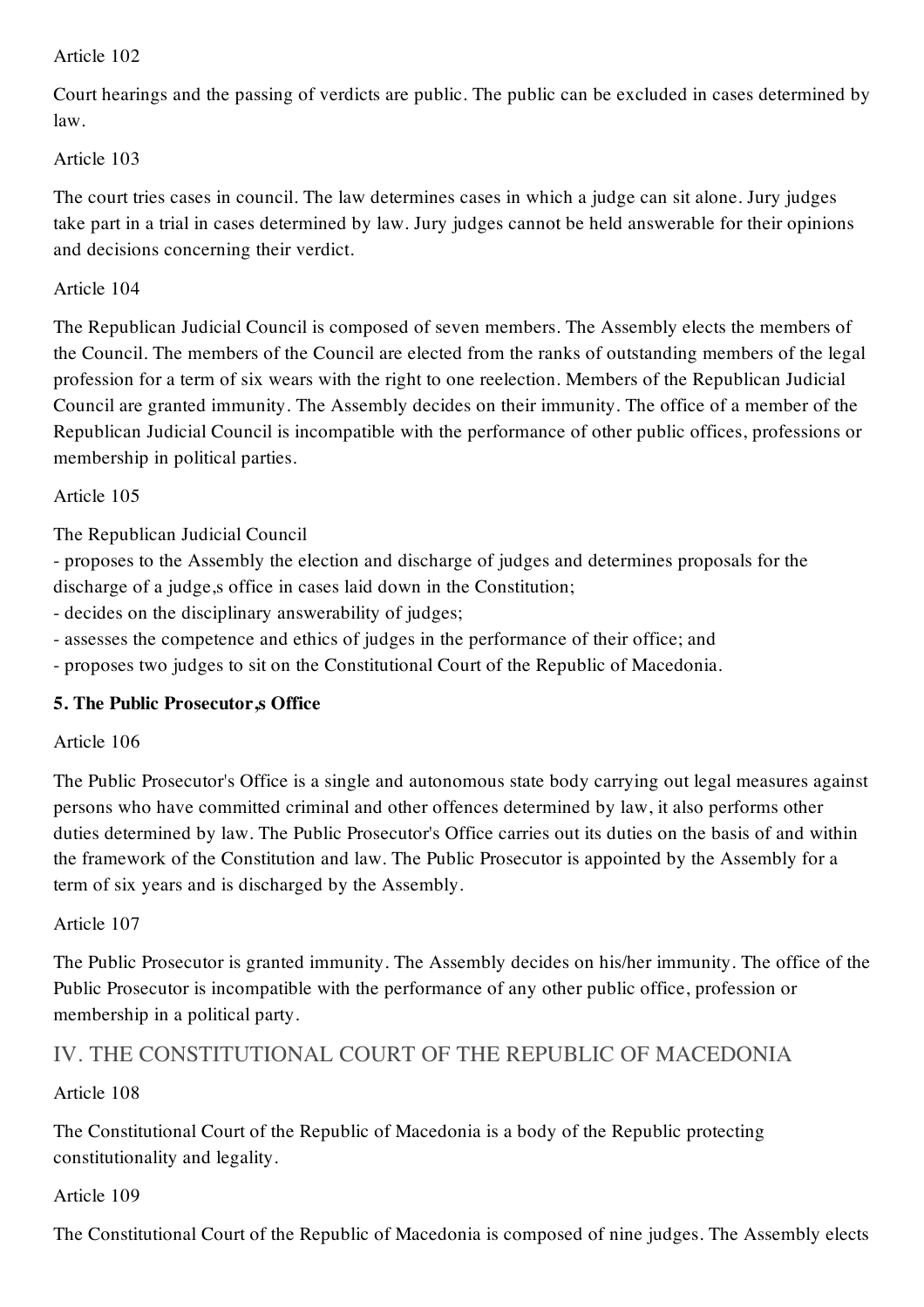Article 102

Court hearings and the passing of verdicts are public. The public can be excluded in cases determined by law.

Article 103

The court tries cases in council. The law determines cases in which a judge can sit alone. Jury judges take part in a trial in cases determined by law. Jury judges cannot be held answerable for their opinions and decisions concerning their verdict.

Article 104

The Republican Judicial Council is composed of seven members. The Assembly elects the members of the Council. The members of the Council are elected from the ranks of outstanding members of the legal profession for a term of six wears with the right to one reelection. Members of the Republican Judicial Council are granted immunity. The Assembly decides on their immunity. The office of a member of the Republican Judicial Council is incompatible with the performance of other public offices, professions or membership in political parties.

Article 105

The Republican Judicial Council

- proposes to the Assembly the election and discharge of judges and determines proposals for the discharge of a judge,s office in cases laid down in the Constitution;
- decides on the disciplinary answerability of judges;
- assesses the competence and ethics of judges in the performance of their office; and
- proposes two judges to sit on the Constitutional Court of the Republic of Macedonia.

**5. The Public Prosecutor,s Office**

Article 106

The Public Prosecutor's Office is a single and autonomous state body carrying out legal measures against persons who have committed criminal and other offences determined by law, it also performs other duties determined by law. The Public Prosecutor's Office carries out its duties on the basis of and within the framework of the Constitution and law. The Public Prosecutor is appointed by the Assembly for a term of six years and is discharged by the Assembly.

Article 107

The Public Prosecutor is granted immunity. The Assembly decides on his/her immunity. The office of the Public Prosecutor is incompatible with the performance of any other public office, profession or membership in a political party.

## IV. THE CONSTITUTIONAL COURT OF THE REPUBLIC OF MACEDONIA

Article 108

The Constitutional Court of the Republic of Macedonia is a body of the Republic protecting constitutionality and legality.

Article 109

The Constitutional Court of the Republic of Macedonia is composed of nine judges. The Assembly elects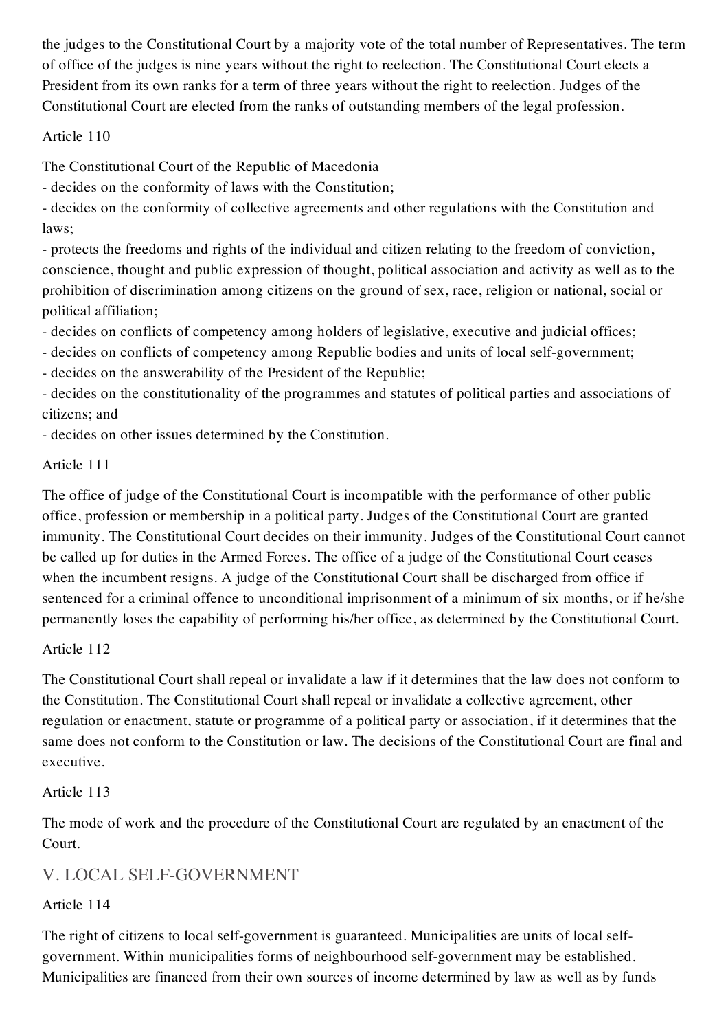the judges to the Constitutional Court by a majority vote of the total number of Representatives. The term of office of the judges is nine years without the right to reelection. The Constitutional Court elects a President from its own ranks for a term of three years without the right to reelection. Judges of the Constitutional Court are elected from the ranks of outstanding members of the legal profession.

Article 110

The Constitutional Court of the Republic of Macedonia

- decides on the conformity of laws with the Constitution;
- decides on the conformity of collective agreements and other regulations with the Constitution and laws;
- protects the freedoms and rights of the individual and citizen relating to the freedom of conviction, conscience, thought and public expression of thought, political association and activity as well as to the prohibition of discrimination among citizens on the ground of sex, race, religion or national, social or political affiliation;
- decides on conflicts of competency among holders of legislative, executive and judicial offices;
- decides on conflicts of competency among Republic bodies and units of local self-government;
- decides on the answerability of the President of the Republic;
- decides on the constitutionality of the programmes and statutes of political parties and associations of citizens; and
- decides on other issues determined by the Constitution.

Article 111

The office of judge of the Constitutional Court is incompatible with the performance of other public office, profession or membership in a political party. Judges of the Constitutional Court are granted immunity. The Constitutional Court decides on their immunity. Judges of the Constitutional Court cannot be called up for duties in the Armed Forces. The office of a judge of the Constitutional Court ceases when the incumbent resigns. A judge of the Constitutional Court shall be discharged from office if sentenced for a criminal offence to unconditional imprisonment of a minimum of six months, or if he/she permanently loses the capability of performing his/her office, as determined by the Constitutional Court.

Article 112

The Constitutional Court shall repeal or invalidate a law if it determines that the law does not conform to the Constitution. The Constitutional Court shall repeal or invalidate a collective agreement, other regulation or enactment, statute or programme of a political party or association, if it determines that the same does not conform to the Constitution or law. The decisions of the Constitutional Court are final and executive.

Article 113

The mode of work and the procedure of the Constitutional Court are regulated by an enactment of the Court.

## V. LOCAL SELF-GOVERNMENT

Article 114

The right of citizens to local self-government is guaranteed. Municipalities are units of local self-government. Within municipalities forms of neighbourhood self-government may be established. Municipalities are financed from their own sources of income determined by law as well as by funds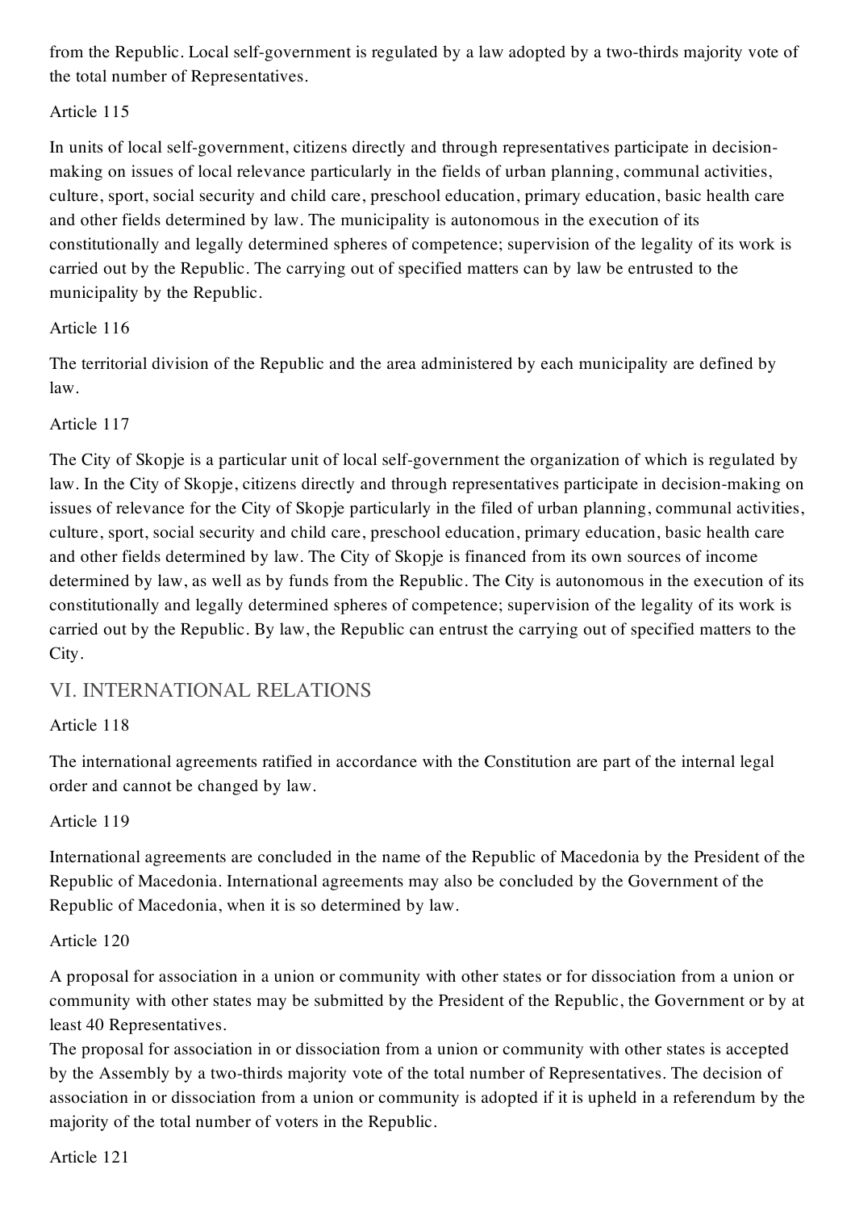from the Republic. Local self-government is regulated by a law adopted by a two-thirds majority vote of the total number of Representatives.

Article 115

In units of local self-government, citizens directly and through representatives participate in decision-making on issues of local relevance particularly in the fields of urban planning, communal activities, culture, sport, social security and child care, preschool education, primary education, basic health care and other fields determined by law. The municipality is autonomous in the execution of its constitutionally and legally determined spheres of competence; supervision of the legality of its work is carried out by the Republic. The carrying out of specified matters can by law be entrusted to the municipality by the Republic.

Article 116

The territorial division of the Republic and the area administered by each municipality are defined by law.

Article 117

The City of Skopje is a particular unit of local self-government the organization of which is regulated by law. In the City of Skopje, citizens directly and through representatives participate in decision-making on issues of relevance for the City of Skopje particularly in the filed of urban planning, communal activities, culture, sport, social security and child care, preschool education, primary education, basic health care and other fields determined by law. The City of Skopje is financed from its own sources of income determined by law, as well as by funds from the Republic. The City is autonomous in the execution of its constitutionally and legally determined spheres of competence; supervision of the legality of its work is carried out by the Republic. By law, the Republic can entrust the carrying out of specified matters to the City.

## VI. INTERNATIONAL RELATIONS

Article 118

The international agreements ratified in accordance with the Constitution are part of the internal legal order and cannot be changed by law.

Article 119

International agreements are concluded in the name of the Republic of Macedonia by the President of the Republic of Macedonia. International agreements may also be concluded by the Government of the Republic of Macedonia, when it is so determined by law.

Article 120

A proposal for association in a union or community with other states or for dissociation from a union or community with other states may be submitted by the President of the Republic, the Government or by at least 40 Representatives.

The proposal for association in or dissociation from a union or community with other states is accepted by the Assembly by a two-thirds majority vote of the total number of Representatives. The decision of association in or dissociation from a union or community is adopted if it is upheld in a referendum by the majority of the total number of voters in the Republic.

Article 121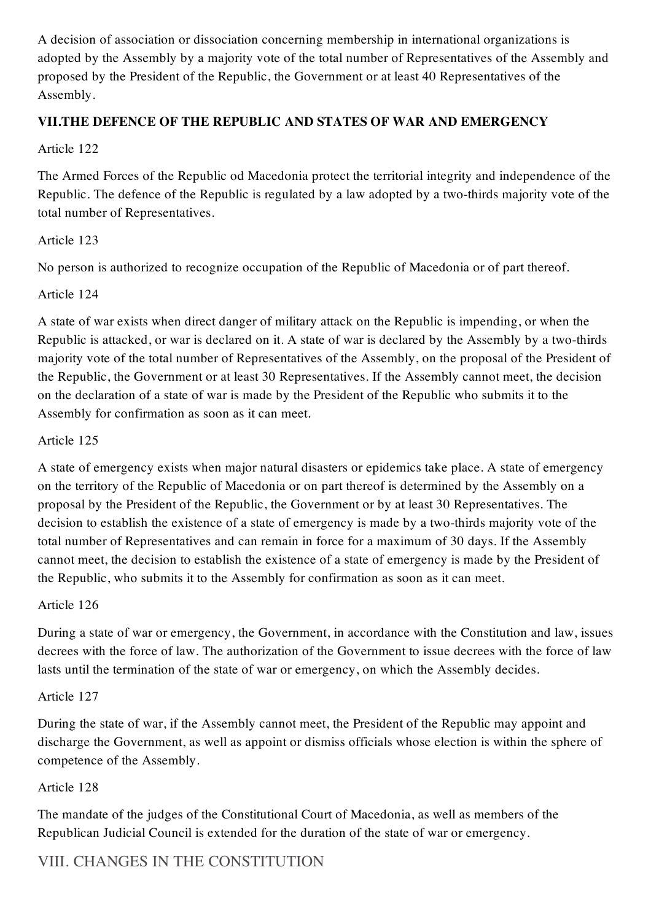A decision of association or dissociation concerning membership in international organizations is adopted by the Assembly by a majority vote of the total number of Representatives of the Assembly and proposed by the President of the Republic, the Government or at least 40 Representatives of the Assembly.

## VII.THE DEFENCE OF THE REPUBLIC AND STATES OF WAR AND EMERGENCY

Article 122

The Armed Forces of the Republic od Macedonia protect the territorial integrity and independence of the Republic. The defence of the Republic is regulated by a law adopted by a two-thirds majority vote of the total number of Representatives.

Article 123

No person is authorized to recognize occupation of the Republic of Macedonia or of part thereof.

Article 124

A state of war exists when direct danger of military attack on the Republic is impending, or when the Republic is attacked, or war is declared on it. A state of war is declared by the Assembly by a two-thirds majority vote of the total number of Representatives of the Assembly, on the proposal of the President of the Republic, the Government or at least 30 Representatives. If the Assembly cannot meet, the decision on the declaration of a state of war is made by the President of the Republic who submits it to the Assembly for confirmation as soon as it can meet.

Article 125

A state of emergency exists when major natural disasters or epidemics take place. A state of emergency on the territory of the Republic of Macedonia or on part thereof is determined by the Assembly on a proposal by the President of the Republic, the Government or by at least 30 Representatives. The decision to establish the existence of a state of emergency is made by a two-thirds majority vote of the total number of Representatives and can remain in force for a maximum of 30 days. If the Assembly cannot meet, the decision to establish the existence of a state of emergency is made by the President of the Republic, who submits it to the Assembly for confirmation as soon as it can meet.

Article 126

During a state of war or emergency, the Government, in accordance with the Constitution and law, issues decrees with the force of law. The authorization of the Government to issue decrees with the force of law lasts until the termination of the state of war or emergency, on which the Assembly decides.

Article 127

During the state of war, if the Assembly cannot meet, the President of the Republic may appoint and discharge the Government, as well as appoint or dismiss officials whose election is within the sphere of competence of the Assembly.

Article 128

The mandate of the judges of the Constitutional Court of Macedonia, as well as members of the Republican Judicial Council is extended for the duration of the state of war or emergency.

## VIII. CHANGES IN THE CONSTITUTION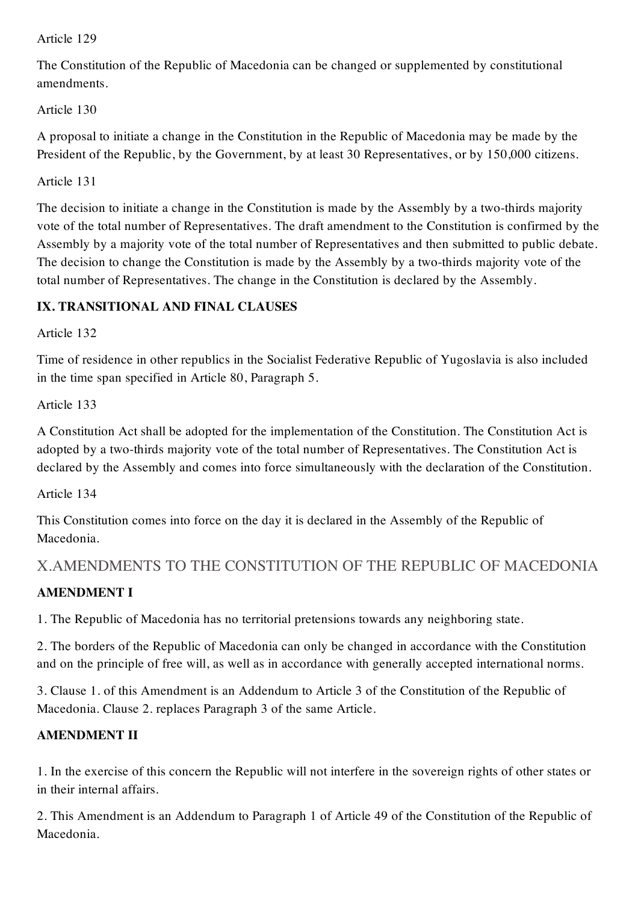Article 129

The Constitution of the Republic of Macedonia can be changed or supplemented by constitutional amendments.

Article 130

A proposal to initiate a change in the Constitution in the Republic of Macedonia may be made by the President of the Republic, by the Government, by at least 30 Representatives, or by 150,000 citizens.

Article 131

The decision to initiate a change in the Constitution is made by the Assembly by a two-thirds majority vote of the total number of Representatives. The draft amendment to the Constitution is confirmed by the Assembly by a majority vote of the total number of Representatives and then submitted to public debate. The decision to change the Constitution is made by the Assembly by a two-thirds majority vote of the total number of Representatives. The change in the Constitution is declared by the Assembly.

**IX. TRANSITIONAL AND FINAL CLAUSES**

Article 132

Time of residence in other republics in the Socialist Federative Republic of Yugoslavia is also included in the time span specified in Article 80, Paragraph 5.

Article 133

A Constitution Act shall be adopted for the implementation of the Constitution. The Constitution Act is adopted by a two-thirds majority vote of the total number of Representatives. The Constitution Act is declared by the Assembly and comes into force simultaneously with the declaration of the Constitution.

Article 134

This Constitution comes into force on the day it is declared in the Assembly of the Republic of Macedonia.

## X.AMENDMENTS TO THE CONSTITUTION OF THE REPUBLIC OF MACEDONIA

**AMENDMENT I**

1. The Republic of Macedonia has no territorial pretensions towards any neighboring state.

2. The borders of the Republic of Macedonia can only be changed in accordance with the Constitution and on the principle of free will, as well as in accordance with generally accepted international norms.

3. Clause 1. of this Amendment is an Addendum to Article 3 of the Constitution of the Republic of Macedonia. Clause 2. replaces Paragraph 3 of the same Article.

**AMENDMENT II**

1. In the exercise of this concern the Republic will not interfere in the sovereign rights of other states or in their internal affairs.

2. This Amendment is an Addendum to Paragraph 1 of Article 49 of the Constitution of the Republic of Macedonia.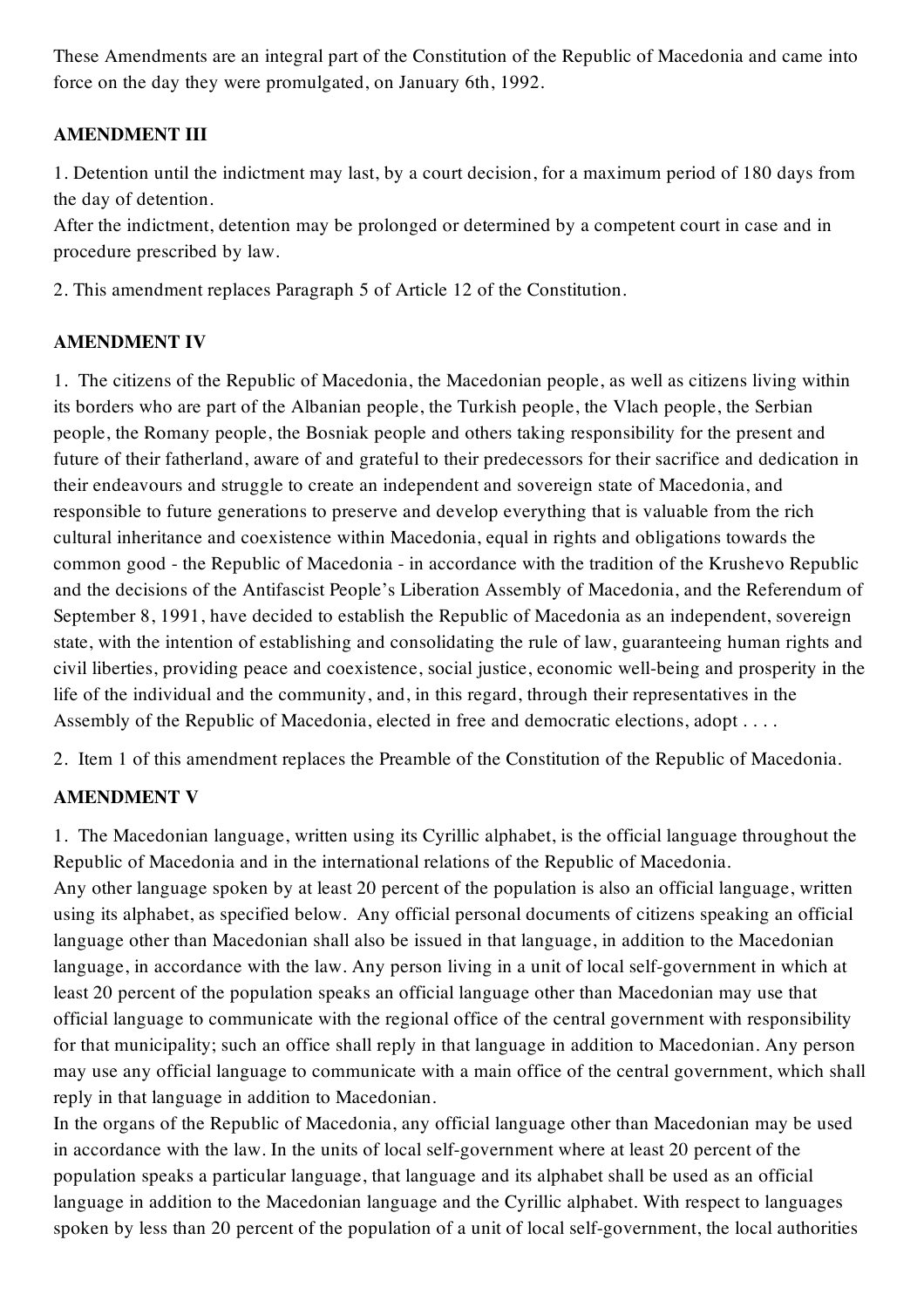These Amendments are an integral part of the Constitution of the Republic of Macedonia and came into force on the day they were promulgated, on January 6th, 1992.

**AMENDMENT III**

1. Detention until the indictment may last, by a court decision, for a maximum period of 180 days from the day of detention.
After the indictment, detention may be prolonged or determined by a competent court in case and in procedure prescribed by law.

2. This amendment replaces Paragraph 5 of Article 12 of the Constitution.

**AMENDMENT IV**

1. The citizens of the Republic of Macedonia, the Macedonian people, as well as citizens living within its borders who are part of the Albanian people, the Turkish people, the Vlach people, the Serbian people, the Romany people, the Bosniak people and others taking responsibility for the present and future of their fatherland, aware of and grateful to their predecessors for their sacrifice and dedication in their endeavours and struggle to create an independent and sovereign state of Macedonia, and responsible to future generations to preserve and develop everything that is valuable from the rich cultural inheritance and coexistence within Macedonia, equal in rights and obligations towards the common good - the Republic of Macedonia - in accordance with the tradition of the Krushevo Republic and the decisions of the Antifascist People's Liberation Assembly of Macedonia, and the Referendum of September 8, 1991, have decided to establish the Republic of Macedonia as an independent, sovereign state, with the intention of establishing and consolidating the rule of law, guaranteeing human rights and civil liberties, providing peace and coexistence, social justice, economic well-being and prosperity in the life of the individual and the community, and, in this regard, through their representatives in the Assembly of the Republic of Macedonia, elected in free and democratic elections, adopt . . . .

2. Item 1 of this amendment replaces the Preamble of the Constitution of the Republic of Macedonia.

**AMENDMENT V**

1. The Macedonian language, written using its Cyrillic alphabet, is the official language throughout the Republic of Macedonia and in the international relations of the Republic of Macedonia.
Any other language spoken by at least 20 percent of the population is also an official language, written using its alphabet, as specified below. Any official personal documents of citizens speaking an official language other than Macedonian shall also be issued in that language, in addition to the Macedonian language, in accordance with the law. Any person living in a unit of local self-government in which at least 20 percent of the population speaks an official language other than Macedonian may use that official language to communicate with the regional office of the central government with responsibility for that municipality; such an office shall reply in that language in addition to Macedonian. Any person may use any official language to communicate with a main office of the central government, which shall reply in that language in addition to Macedonian.
In the organs of the Republic of Macedonia, any official language other than Macedonian may be used in accordance with the law. In the units of local self-government where at least 20 percent of the population speaks a particular language, that language and its alphabet shall be used as an official language in addition to the Macedonian language and the Cyrillic alphabet. With respect to languages spoken by less than 20 percent of the population of a unit of local self-government, the local authorities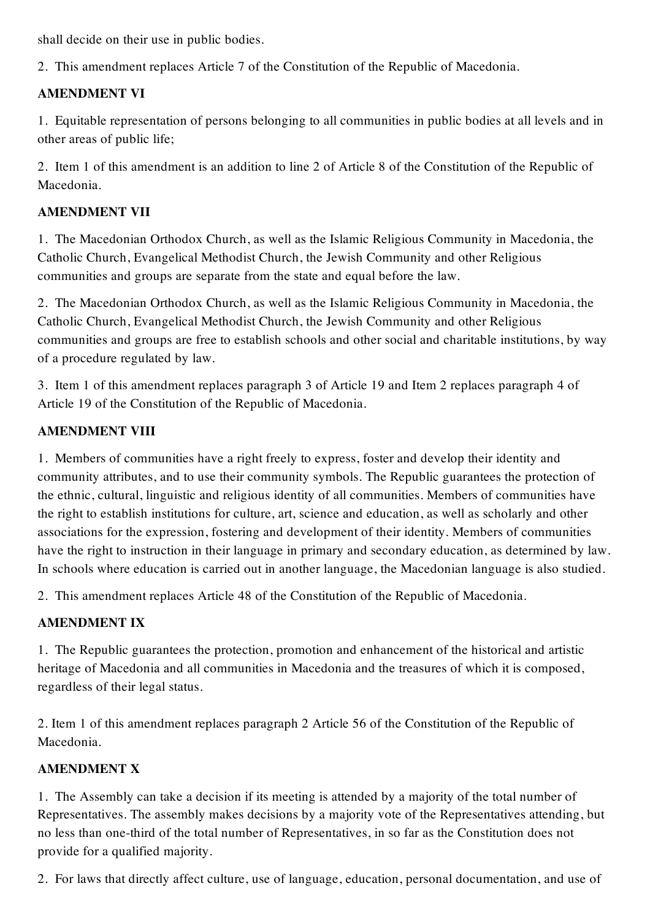shall decide on their use in public bodies.

2. This amendment replaces Article 7 of the Constitution of the Republic of Macedonia.

**AMENDMENT VI**

1. Equitable representation of persons belonging to all communities in public bodies at all levels and in other areas of public life;

2. Item 1 of this amendment is an addition to line 2 of Article 8 of the Constitution of the Republic of Macedonia.

**AMENDMENT VII**

1. The Macedonian Orthodox Church, as well as the Islamic Religious Community in Macedonia, the Catholic Church, Evangelical Methodist Church, the Jewish Community and other Religious communities and groups are separate from the state and equal before the law.

2. The Macedonian Orthodox Church, as well as the Islamic Religious Community in Macedonia, the Catholic Church, Evangelical Methodist Church, the Jewish Community and other Religious communities and groups are free to establish schools and other social and charitable institutions, by way of a procedure regulated by law.

3. Item 1 of this amendment replaces paragraph 3 of Article 19 and Item 2 replaces paragraph 4 of Article 19 of the Constitution of the Republic of Macedonia.

**AMENDMENT VIII**

1. Members of communities have a right freely to express, foster and develop their identity and community attributes, and to use their community symbols. The Republic guarantees the protection of the ethnic, cultural, linguistic and religious identity of all communities. Members of communities have the right to establish institutions for culture, art, science and education, as well as scholarly and other associations for the expression, fostering and development of their identity. Members of communities have the right to instruction in their language in primary and secondary education, as determined by law. In schools where education is carried out in another language, the Macedonian language is also studied.

2. This amendment replaces Article 48 of the Constitution of the Republic of Macedonia.

**AMENDMENT IX**

1. The Republic guarantees the protection, promotion and enhancement of the historical and artistic heritage of Macedonia and all communities in Macedonia and the treasures of which it is composed, regardless of their legal status.

2. Item 1 of this amendment replaces paragraph 2 Article 56 of the Constitution of the Republic of Macedonia.

**AMENDMENT X**

1. The Assembly can take a decision if its meeting is attended by a majority of the total number of Representatives. The assembly makes decisions by a majority vote of the Representatives attending, but no less than one-third of the total number of Representatives, in so far as the Constitution does not provide for a qualified majority.

2. For laws that directly affect culture, use of language, education, personal documentation, and use of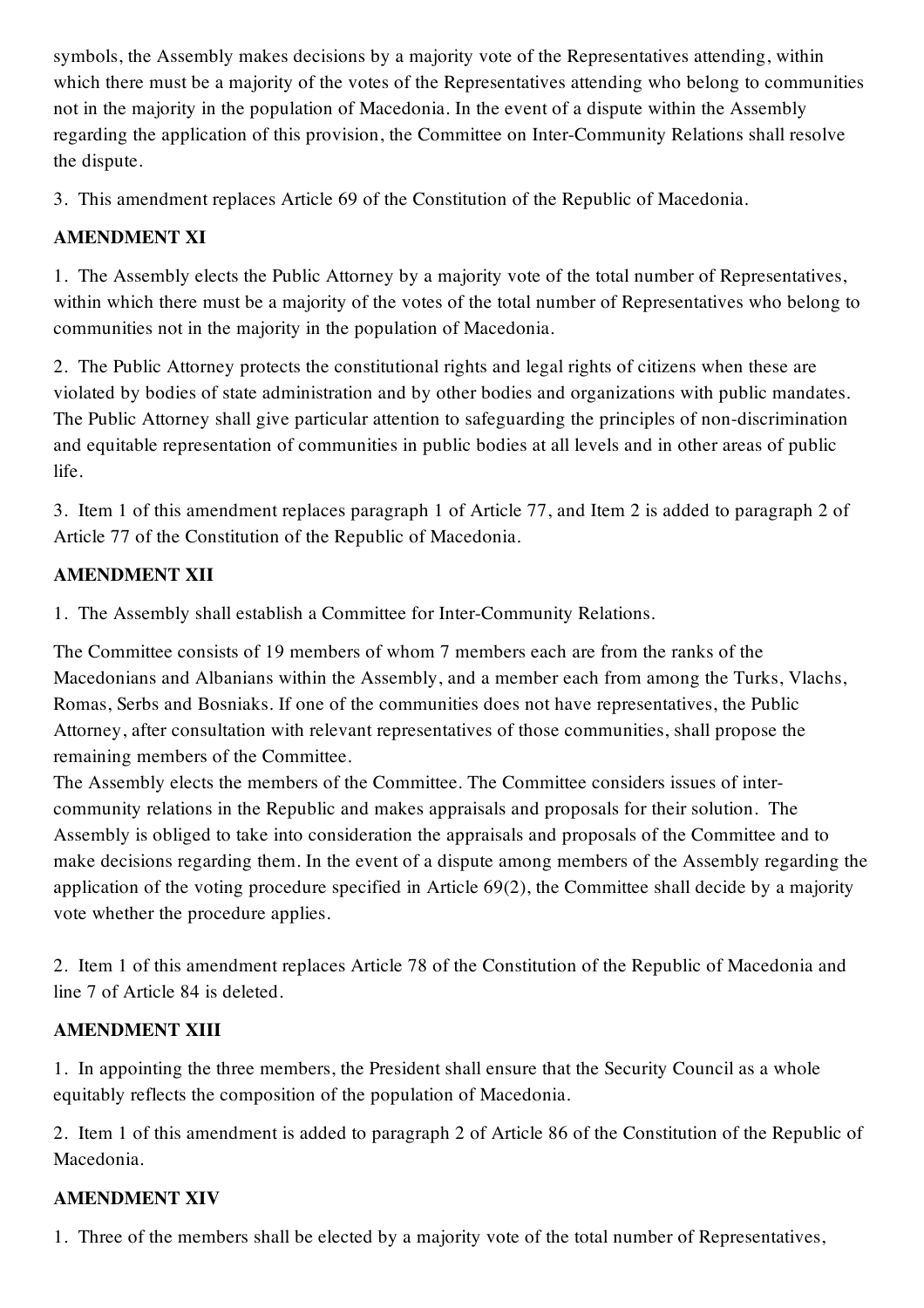symbols, the Assembly makes decisions by a majority vote of the Representatives attending, within which there must be a majority of the votes of the Representatives attending who belong to communities not in the majority in the population of Macedonia. In the event of a dispute within the Assembly regarding the application of this provision, the Committee on Inter-Community Relations shall resolve the dispute.

3. This amendment replaces Article 69 of the Constitution of the Republic of Macedonia.

**AMENDMENT XI**

1. The Assembly elects the Public Attorney by a majority vote of the total number of Representatives, within which there must be a majority of the votes of the total number of Representatives who belong to communities not in the majority in the population of Macedonia.

2. The Public Attorney protects the constitutional rights and legal rights of citizens when these are violated by bodies of state administration and by other bodies and organizations with public mandates. The Public Attorney shall give particular attention to safeguarding the principles of non-discrimination and equitable representation of communities in public bodies at all levels and in other areas of public life.

3. Item 1 of this amendment replaces paragraph 1 of Article 77, and Item 2 is added to paragraph 2 of Article 77 of the Constitution of the Republic of Macedonia.

**AMENDMENT XII**

1. The Assembly shall establish a Committee for Inter-Community Relations.

The Committee consists of 19 members of whom 7 members each are from the ranks of the Macedonians and Albanians within the Assembly, and a member each from among the Turks, Vlachs, Romas, Serbs and Bosniaks. If one of the communities does not have representatives, the Public Attorney, after consultation with relevant representatives of those communities, shall propose the remaining members of the Committee.
The Assembly elects the members of the Committee. The Committee considers issues of inter-community relations in the Republic and makes appraisals and proposals for their solution. The Assembly is obliged to take into consideration the appraisals and proposals of the Committee and to make decisions regarding them. In the event of a dispute among members of the Assembly regarding the application of the voting procedure specified in Article 69(2), the Committee shall decide by a majority vote whether the procedure applies.

2. Item 1 of this amendment replaces Article 78 of the Constitution of the Republic of Macedonia and line 7 of Article 84 is deleted.

**AMENDMENT XIII**

1. In appointing the three members, the President shall ensure that the Security Council as a whole equitably reflects the composition of the population of Macedonia.

2. Item 1 of this amendment is added to paragraph 2 of Article 86 of the Constitution of the Republic of Macedonia.

**AMENDMENT XIV**

1. Three of the members shall be elected by a majority vote of the total number of Representatives,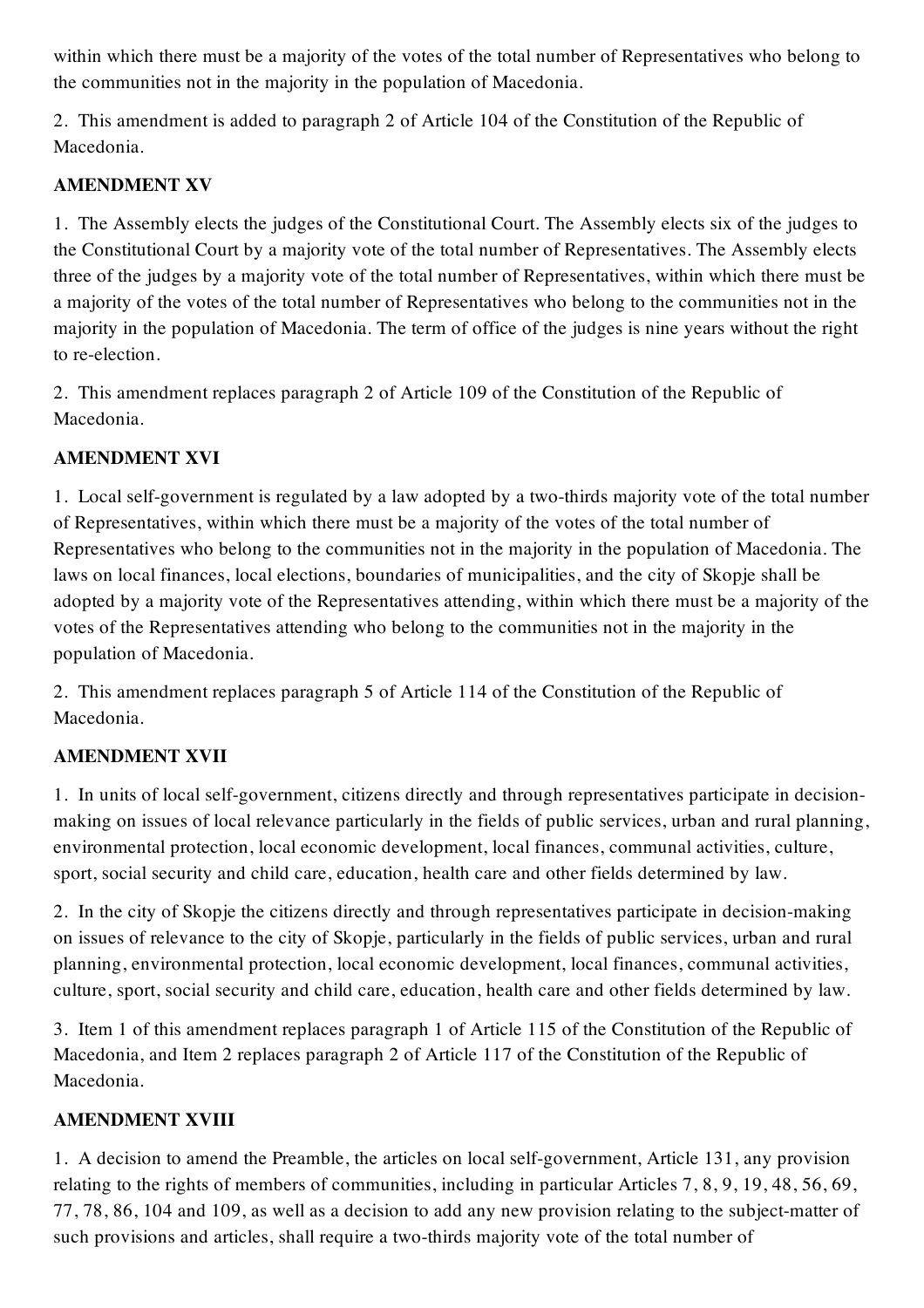within which there must be a majority of the votes of the total number of Representatives who belong to the communities not in the majority in the population of Macedonia.

2. This amendment is added to paragraph 2 of Article 104 of the Constitution of the Republic of Macedonia.

**AMENDMENT XV**

1. The Assembly elects the judges of the Constitutional Court. The Assembly elects six of the judges to the Constitutional Court by a majority vote of the total number of Representatives. The Assembly elects three of the judges by a majority vote of the total number of Representatives, within which there must be a majority of the votes of the total number of Representatives who belong to the communities not in the majority in the population of Macedonia. The term of office of the judges is nine years without the right to re-election.

2. This amendment replaces paragraph 2 of Article 109 of the Constitution of the Republic of Macedonia.

**AMENDMENT XVI**

1. Local self-government is regulated by a law adopted by a two-thirds majority vote of the total number of Representatives, within which there must be a majority of the votes of the total number of Representatives who belong to the communities not in the majority in the population of Macedonia. The laws on local finances, local elections, boundaries of municipalities, and the city of Skopje shall be adopted by a majority vote of the Representatives attending, within which there must be a majority of the votes of the Representatives attending who belong to the communities not in the majority in the population of Macedonia.

2. This amendment replaces paragraph 5 of Article 114 of the Constitution of the Republic of Macedonia.

**AMENDMENT XVII**

1. In units of local self-government, citizens directly and through representatives participate in decision-making on issues of local relevance particularly in the fields of public services, urban and rural planning, environmental protection, local economic development, local finances, communal activities, culture, sport, social security and child care, education, health care and other fields determined by law.

2. In the city of Skopje the citizens directly and through representatives participate in decision-making on issues of relevance to the city of Skopje, particularly in the fields of public services, urban and rural planning, environmental protection, local economic development, local finances, communal activities, culture, sport, social security and child care, education, health care and other fields determined by law.

3. Item 1 of this amendment replaces paragraph 1 of Article 115 of the Constitution of the Republic of Macedonia, and Item 2 replaces paragraph 2 of Article 117 of the Constitution of the Republic of Macedonia.

**AMENDMENT XVIII**

1. A decision to amend the Preamble, the articles on local self-government, Article 131, any provision relating to the rights of members of communities, including in particular Articles 7, 8, 9, 19, 48, 56, 69, 77, 78, 86, 104 and 109, as well as a decision to add any new provision relating to the subject-matter of such provisions and articles, shall require a two-thirds majority vote of the total number of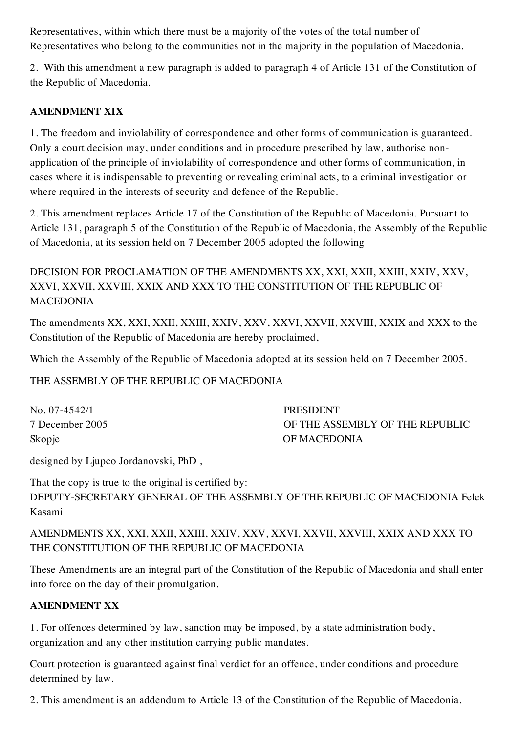Representatives, within which there must be a majority of the votes of the total number of Representatives who belong to the communities not in the majority in the population of Macedonia.

2. With this amendment a new paragraph is added to paragraph 4 of Article 131 of the Constitution of the Republic of Macedonia.

**AMENDMENT XIX**

1. The freedom and inviolability of correspondence and other forms of communication is guaranteed. Only a court decision may, under conditions and in procedure prescribed by law, authorise non-application of the principle of inviolability of correspondence and other forms of communication, in cases where it is indispensable to preventing or revealing criminal acts, to a criminal investigation or where required in the interests of security and defence of the Republic.

2. This amendment replaces Article 17 of the Constitution of the Republic of Macedonia. Pursuant to Article 131, paragraph 5 of the Constitution of the Republic of Macedonia, the Assembly of the Republic of Macedonia, at its session held on 7 December 2005 adopted the following

DECISION FOR PROCLAMATION OF THE AMENDMENTS XX, XXI, XXII, XXIII, XXIV, XXV, XXVI, XXVII, XXVIII, XXIX AND XXX TO THE CONSTITUTION OF THE REPUBLIC OF MACEDONIA

The amendments XX, XXI, XXII, XXIII, XXIV, XXV, XXVI, XXVII, XXVIII, XXIX and XXX to the Constitution of the Republic of Macedonia are hereby proclaimed,

Which the Assembly of the Republic of Macedonia adopted at its session held on 7 December 2005.

THE ASSEMBLY OF THE REPUBLIC OF MACEDONIA

No. 07-4542/1
7 December 2005
Skopje

PRESIDENT
OF THE ASSEMBLY OF THE REPUBLIC
OF MACEDONIA

designed by Ljupco Jordanovski, PhD ,

That the copy is true to the original is certified by:
DEPUTY-SECRETARY GENERAL OF THE ASSEMBLY OF THE REPUBLIC OF MACEDONIA Felek Kasami

AMENDMENTS XX, XXI, XXII, XXIII, XXIV, XXV, XXVI, XXVII, XXVIII, XXIX AND XXX TO THE CONSTITUTION OF THE REPUBLIC OF MACEDONIA

These Amendments are an integral part of the Constitution of the Republic of Macedonia and shall enter into force on the day of their promulgation.

**AMENDMENT XX**

1. For offences determined by law, sanction may be imposed, by a state administration body, organization and any other institution carrying public mandates.

Court protection is guaranteed against final verdict for an offence, under conditions and procedure determined by law.

2. This amendment is an addendum to Article 13 of the Constitution of the Republic of Macedonia.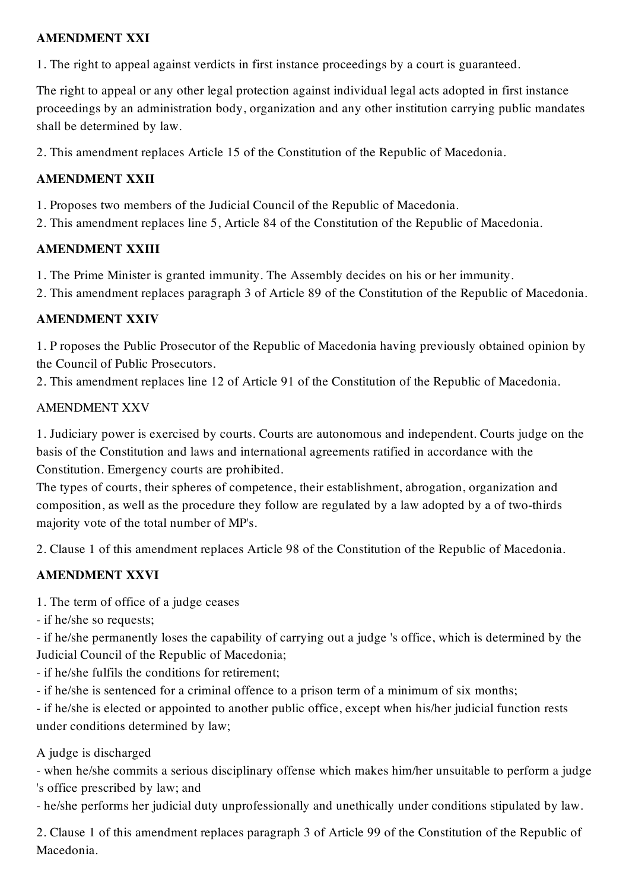**AMENDMENT XXI**

1. The right to appeal against verdicts in first instance proceedings by a court is guaranteed.

The right to appeal or any other legal protection against individual legal acts adopted in first instance proceedings by an administration body, organization and any other institution carrying public mandates shall be determined by law.

2. This amendment replaces Article 15 of the Constitution of the Republic of Macedonia.

**AMENDMENT XXII**

1. Proposes two members of the Judicial Council of the Republic of Macedonia.
2. This amendment replaces line 5, Article 84 of the Constitution of the Republic of Macedonia.

**AMENDMENT XXIII**

1. The Prime Minister is granted immunity. The Assembly decides on his or her immunity.
2. This amendment replaces paragraph 3 of Article 89 of the Constitution of the Republic of Macedonia.

**AMENDMENT XXIV**

1. P roposes the Public Prosecutor of the Republic of Macedonia having previously obtained opinion by the Council of Public Prosecutors.
2. This amendment replaces line 12 of Article 91 of the Constitution of the Republic of Macedonia.

AMENDMENT XXV

1. Judiciary power is exercised by courts. Courts are autonomous and independent. Courts judge on the basis of the Constitution and laws and international agreements ratified in accordance with the Constitution. Emergency courts are prohibited.
The types of courts, their spheres of competence, their establishment, abrogation, organization and composition, as well as the procedure they follow are regulated by a law adopted by a of two-thirds majority vote of the total number of MP's.

2. Clause 1 of this amendment replaces Article 98 of the Constitution of the Republic of Macedonia.

**AMENDMENT XXVI**

1. The term of office of a judge ceases
- if he/she so requests;
- if he/she permanently loses the capability of carrying out a judge 's office, which is determined by the Judicial Council of the Republic of Macedonia;
- if he/she fulfils the conditions for retirement;
- if he/she is sentenced for a criminal offence to a prison term of a minimum of six months;
- if he/she is elected or appointed to another public office, except when his/her judicial function rests under conditions determined by law;

A judge is discharged
- when he/she commits a serious disciplinary offense which makes him/her unsuitable to perform a judge 's office prescribed by law; and
- he/she performs her judicial duty unprofessionally and unethically under conditions stipulated by law.

2. Clause 1 of this amendment replaces paragraph 3 of Article 99 of the Constitution of the Republic of Macedonia.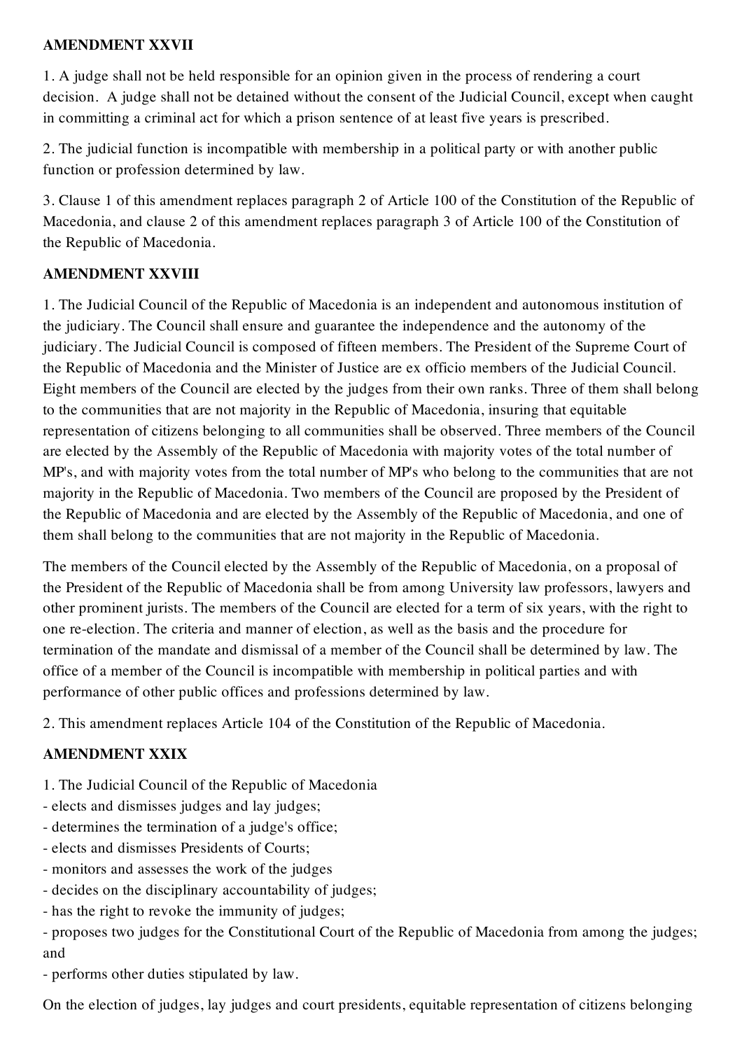**AMENDMENT XXVII**

1. A judge shall not be held responsible for an opinion given in the process of rendering a court decision. A judge shall not be detained without the consent of the Judicial Council, except when caught in committing a criminal act for which a prison sentence of at least five years is prescribed.

2. The judicial function is incompatible with membership in a political party or with another public function or profession determined by law.

3. Clause 1 of this amendment replaces paragraph 2 of Article 100 of the Constitution of the Republic of Macedonia, and clause 2 of this amendment replaces paragraph 3 of Article 100 of the Constitution of the Republic of Macedonia.

**AMENDMENT XXVIII**

1. The Judicial Council of the Republic of Macedonia is an independent and autonomous institution of the judiciary. The Council shall ensure and guarantee the independence and the autonomy of the judiciary. The Judicial Council is composed of fifteen members. The President of the Supreme Court of the Republic of Macedonia and the Minister of Justice are ex officio members of the Judicial Council. Eight members of the Council are elected by the judges from their own ranks. Three of them shall belong to the communities that are not majority in the Republic of Macedonia, insuring that equitable representation of citizens belonging to all communities shall be observed. Three members of the Council are elected by the Assembly of the Republic of Macedonia with majority votes of the total number of MP's, and with majority votes from the total number of MP's who belong to the communities that are not majority in the Republic of Macedonia. Two members of the Council are proposed by the President of the Republic of Macedonia and are elected by the Assembly of the Republic of Macedonia, and one of them shall belong to the communities that are not majority in the Republic of Macedonia.

The members of the Council elected by the Assembly of the Republic of Macedonia, on a proposal of the President of the Republic of Macedonia shall be from among University law professors, lawyers and other prominent jurists. The members of the Council are elected for a term of six years, with the right to one re-election. The criteria and manner of election, as well as the basis and the procedure for termination of the mandate and dismissal of a member of the Council shall be determined by law. The office of a member of the Council is incompatible with membership in political parties and with performance of other public offices and professions determined by law.

2. This amendment replaces Article 104 of the Constitution of the Republic of Macedonia.

**AMENDMENT XXIX**

1. The Judicial Council of the Republic of Macedonia
- elects and dismisses judges and lay judges;
- determines the termination of a judge's office;
- elects and dismisses Presidents of Courts;
- monitors and assesses the work of the judges
- decides on the disciplinary accountability of judges;
- has the right to revoke the immunity of judges;
- proposes two judges for the Constitutional Court of the Republic of Macedonia from among the judges; and
- performs other duties stipulated by law.

On the election of judges, lay judges and court presidents, equitable representation of citizens belonging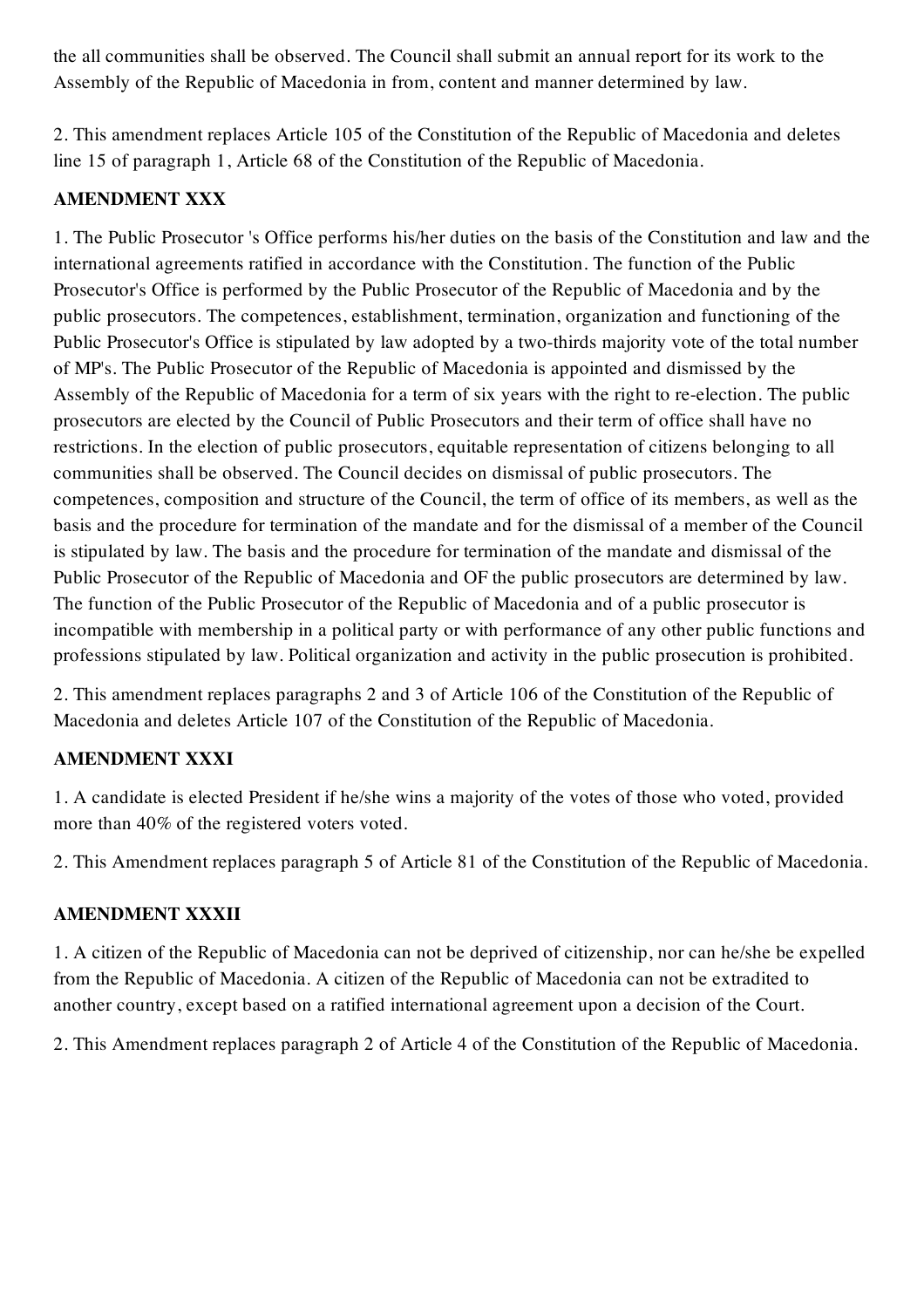the all communities shall be observed. The Council shall submit an annual report for its work to the Assembly of the Republic of Macedonia in from, content and manner determined by law.

2. This amendment replaces Article 105 of the Constitution of the Republic of Macedonia and deletes line 15 of paragraph 1, Article 68 of the Constitution of the Republic of Macedonia.

**AMENDMENT XXX**

1. The Public Prosecutor 's Office performs his/her duties on the basis of the Constitution and law and the international agreements ratified in accordance with the Constitution. The function of the Public Prosecutor's Office is performed by the Public Prosecutor of the Republic of Macedonia and by the public prosecutors. The competences, establishment, termination, organization and functioning of the Public Prosecutor's Office is stipulated by law adopted by a two-thirds majority vote of the total number of MP's. The Public Prosecutor of the Republic of Macedonia is appointed and dismissed by the Assembly of the Republic of Macedonia for a term of six years with the right to re-election. The public prosecutors are elected by the Council of Public Prosecutors and their term of office shall have no restrictions. In the election of public prosecutors, equitable representation of citizens belonging to all communities shall be observed. The Council decides on dismissal of public prosecutors. The competences, composition and structure of the Council, the term of office of its members, as well as the basis and the procedure for termination of the mandate and for the dismissal of a member of the Council is stipulated by law. The basis and the procedure for termination of the mandate and dismissal of the Public Prosecutor of the Republic of Macedonia and OF the public prosecutors are determined by law. The function of the Public Prosecutor of the Republic of Macedonia and of a public prosecutor is incompatible with membership in a political party or with performance of any other public functions and professions stipulated by law. Political organization and activity in the public prosecution is prohibited.

2. This amendment replaces paragraphs 2 and 3 of Article 106 of the Constitution of the Republic of Macedonia and deletes Article 107 of the Constitution of the Republic of Macedonia.

**AMENDMENT XXXI**

1. A candidate is elected President if he/she wins a majority of the votes of those who voted, provided more than 40% of the registered voters voted.

2. This Amendment replaces paragraph 5 of Article 81 of the Constitution of the Republic of Macedonia.

**AMENDMENT XXXII**

1. A citizen of the Republic of Macedonia can not be deprived of citizenship, nor can he/she be expelled from the Republic of Macedonia. A citizen of the Republic of Macedonia can not be extradited to another country, except based on a ratified international agreement upon a decision of the Court.

2. This Amendment replaces paragraph 2 of Article 4 of the Constitution of the Republic of Macedonia.